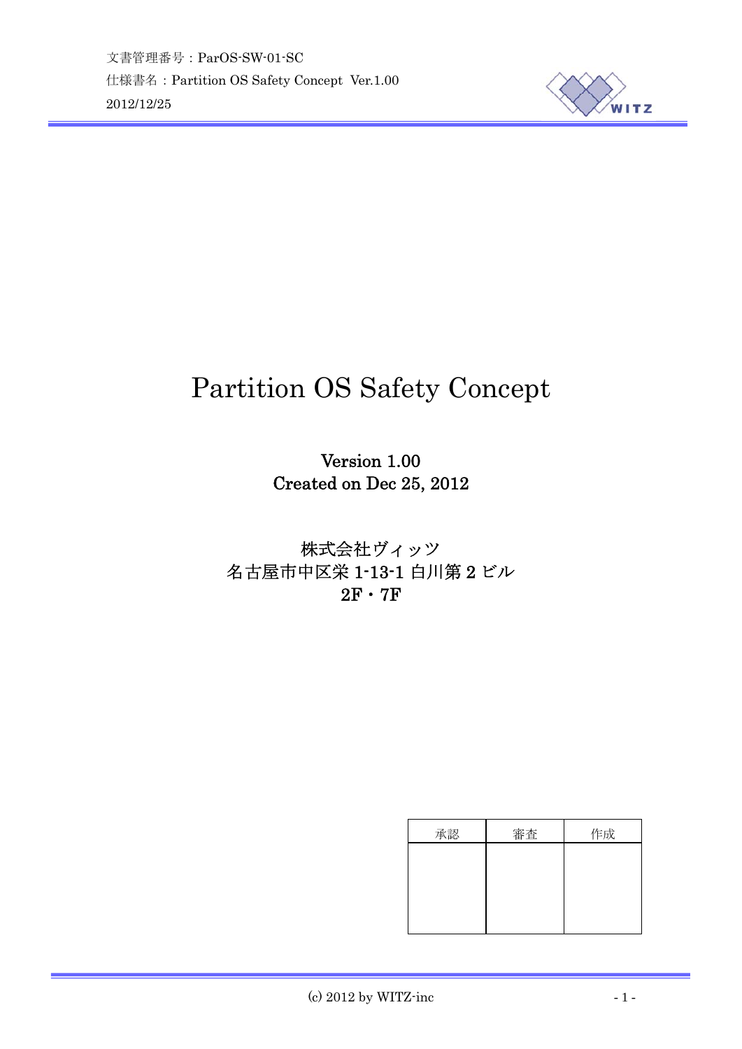文書管理番号：ParOS-SW-01-SC

仕様書名：Partition OS Safety Concept Ver.1.00

2012/12/25

# Partition OS Safety Concept

**Version 1.00**
**Created on Dec 25, 2012**

**株式会社ヴィッツ**
**名古屋市中区栄 1-13-1 白川第 2 ビル**
**2F・7F**

| 承認 | 審査 | 作成 |
|---|---|---|
| | | |

(c) 2012 by WITZ-inc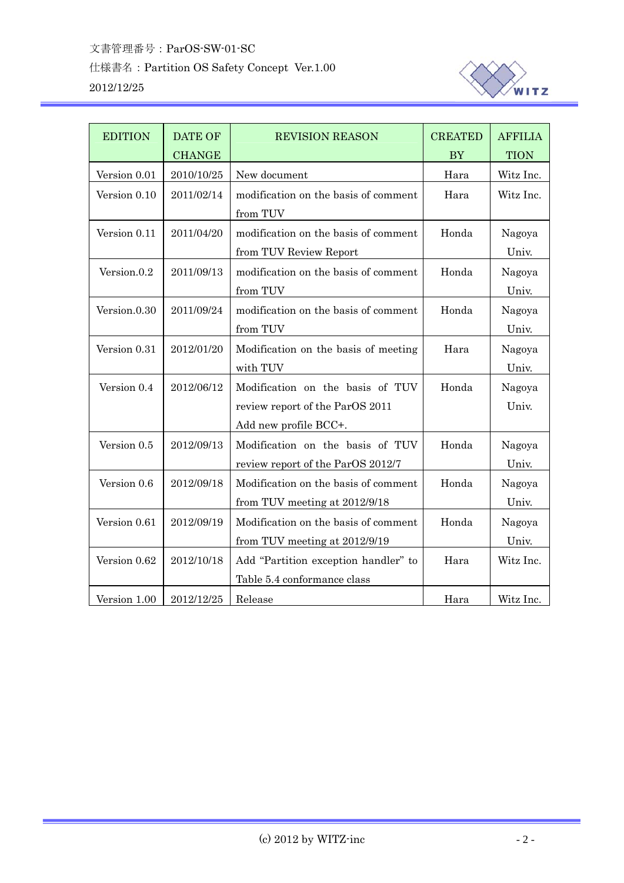| EDITION | DATE OF CHANGE | REVISION REASON | CREATED BY | AFFILIATION |
|---|---|---|---|---|
| Version 0.01 | 2010/10/25 | New document | Hara | Witz Inc. |
| Version 0.10 | 2011/02/14 | modification on the basis of comment from TUV | Hara | Witz Inc. |
| Version 0.11 | 2011/04/20 | modification on the basis of comment from TUV Review Report | Honda | Nagoya Univ. |
| Version.0.2 | 2011/09/13 | modification on the basis of comment from TUV | Honda | Nagoya Univ. |
| Version.0.30 | 2011/09/24 | modification on the basis of comment from TUV | Honda | Nagoya Univ. |
| Version 0.31 | 2012/01/20 | Modification on the basis of meeting with TUV | Hara | Nagoya Univ. |
| Version 0.4 | 2012/06/12 | Modification on the basis of TUV review report of the ParOS 2011<br>Add new profile BCC+. | Honda | Nagoya Univ. |
| Version 0.5 | 2012/09/13 | Modification on the basis of TUV review report of the ParOS 2012/7 | Honda | Nagoya Univ. |
| Version 0.6 | 2012/09/18 | Modification on the basis of comment from TUV meeting at 2012/9/18 | Honda | Nagoya Univ. |
| Version 0.61 | 2012/09/19 | Modification on the basis of comment from TUV meeting at 2012/9/19 | Honda | Nagoya Univ. |
| Version 0.62 | 2012/10/18 | Add “Partition exception handler” to Table 5.4 conformance class | Hara | Witz Inc. |
| Version 1.00 | 2012/12/25 | Release | Hara | Witz Inc. |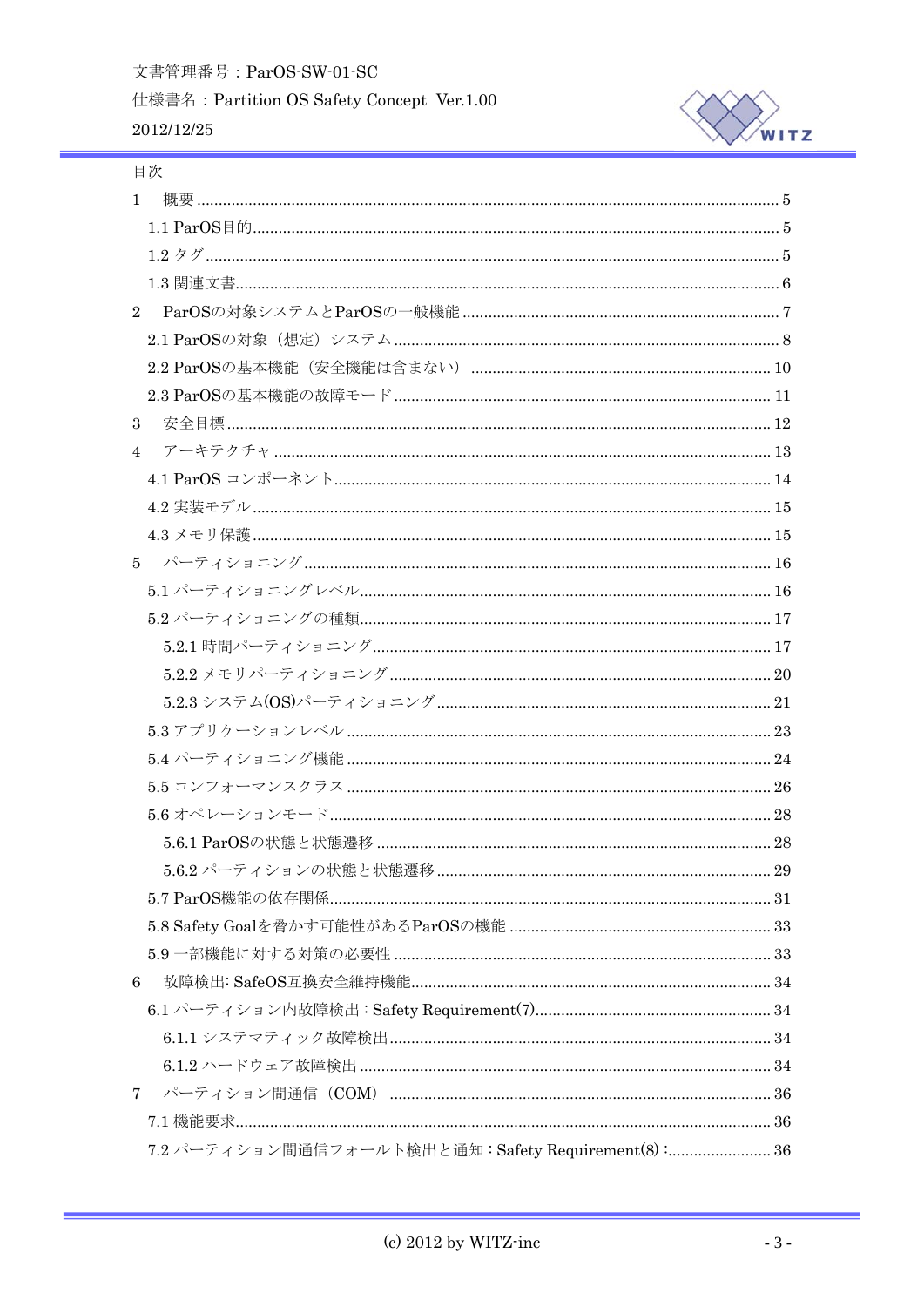目次

1　概要 ............................................................ 5

1.1 ParOS目的 ............................................................ 5

1.2 タグ ............................................................ 5

1.3 関連文書 ............................................................ 6

2　ParOSの対象システムとParOSの一般機能 ............................................................ 7

2.1 ParOSの対象（想定）システム ............................................................ 8

2.2 ParOSの基本機能（安全機能は含まない） ............................................................ 10

2.3 ParOSの基本機能の故障モード ............................................................ 11

3　安全目標 ............................................................ 12

4　アーキテクチャ ............................................................ 13

4.1 ParOS コンポーネント ............................................................ 14

4.2 実装モデル ............................................................ 15

4.3 メモリ保護 ............................................................ 15

5　パーティショニング ............................................................ 16

5.1 パーティショニングレベル ............................................................ 16

5.2 パーティショニングの種類 ............................................................ 17

5.2.1 時間パーティショニング ............................................................ 17

5.2.2 メモリパーティショニング ............................................................ 20

5.2.3 システム(OS)パーティショニング ............................................................ 21

5.3 アプリケーションレベル ............................................................ 23

5.4 パーティショニング機能 ............................................................ 24

5.5 コンフォーマンスクラス ............................................................ 26

5.6 オペレーションモード ............................................................ 28

5.6.1 ParOSの状態と状態遷移 ............................................................ 28

5.6.2 パーティションの状態と状態遷移 ............................................................ 29

5.7 ParOS機能の依存関係 ............................................................ 31

5.8 Safety Goalを脅かす可能性があるParOSの機能 ............................................................ 33

5.9 一部機能に対する対策の必要性 ............................................................ 33

6　故障検出: SafeOS互換安全維持機能 ............................................................ 34

6.1 パーティション内故障検出 : Safety Requirement(7) ............................................................ 34

6.1.1 システマティック故障検出 ............................................................ 34

6.1.2 ハードウェア故障検出 ............................................................ 34

7　パーティション間通信（COM） ............................................................ 36

7.1 機能要求 ............................................................ 36

7.2 パーティション間通信フォールト検出と通知 : Safety Requirement(8) : ............................................................ 36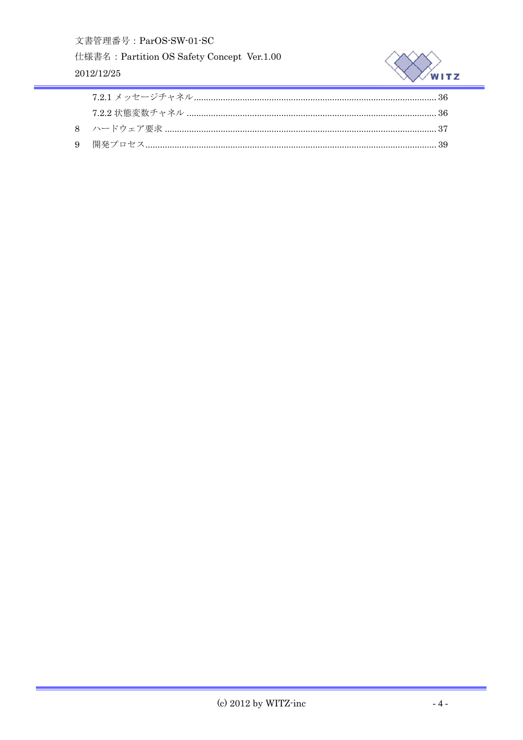7.2.1 メッセージチャネル........................................................................................ 36

7.2.2 状態変数チャネル .......................................................................................... 36

8 ハードウェア要求 ..................................................................................................... 37

9 開発プロセス............................................................................................................. 39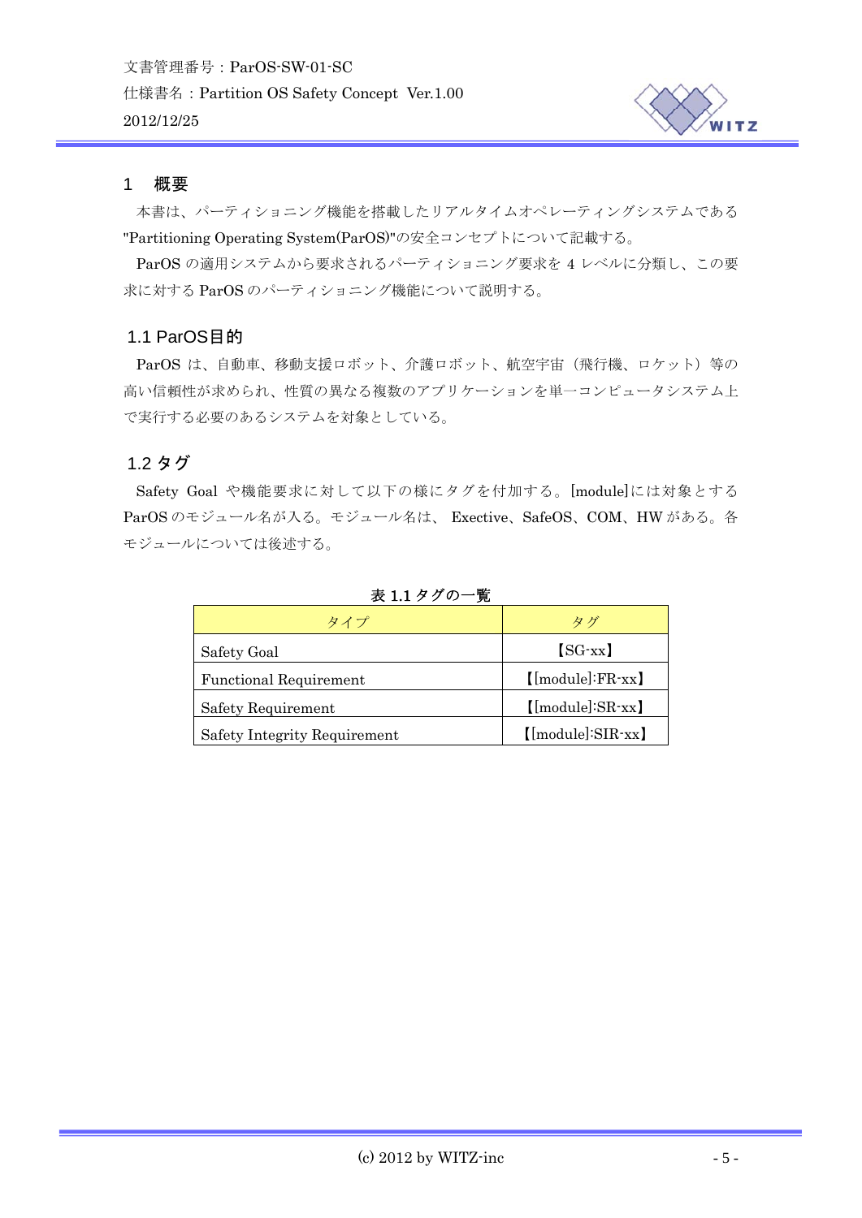# 1　概要

本書は、パーティショニング機能を搭載したリアルタイムオペレーティングシステムである"Partitioning Operating System(ParOS)"の安全コンセプトについて記載する。

ParOS の適用システムから要求されるパーティショニング要求を 4 レベルに分類し、この要求に対する ParOS のパーティショニング機能について説明する。

## 1.1 ParOS目的

ParOS は、自動車、移動支援ロボット、介護ロボット、航空宇宙（飛行機、ロケット）等の高い信頼性が求められ、性質の異なる複数のアプリケーションを単一コンピュータシステム上で実行する必要のあるシステムを対象としている。

## 1.2 タグ

Safety Goal や機能要求に対して以下の様にタグを付加する。[module]には対象とする ParOS のモジュール名が入る。モジュール名は、 Exective、SafeOS、COM、HW がある。各モジュールについては後述する。

**表 1.1 タグの一覧**

| タイプ | タグ |
|---|---|
| Safety Goal | 【SG-xx】 |
| Functional Requirement | 【[module]:FR-xx】 |
| Safety Requirement | 【[module]:SR-xx】 |
| Safety Integrity Requirement | 【[module]:SIR-xx】 |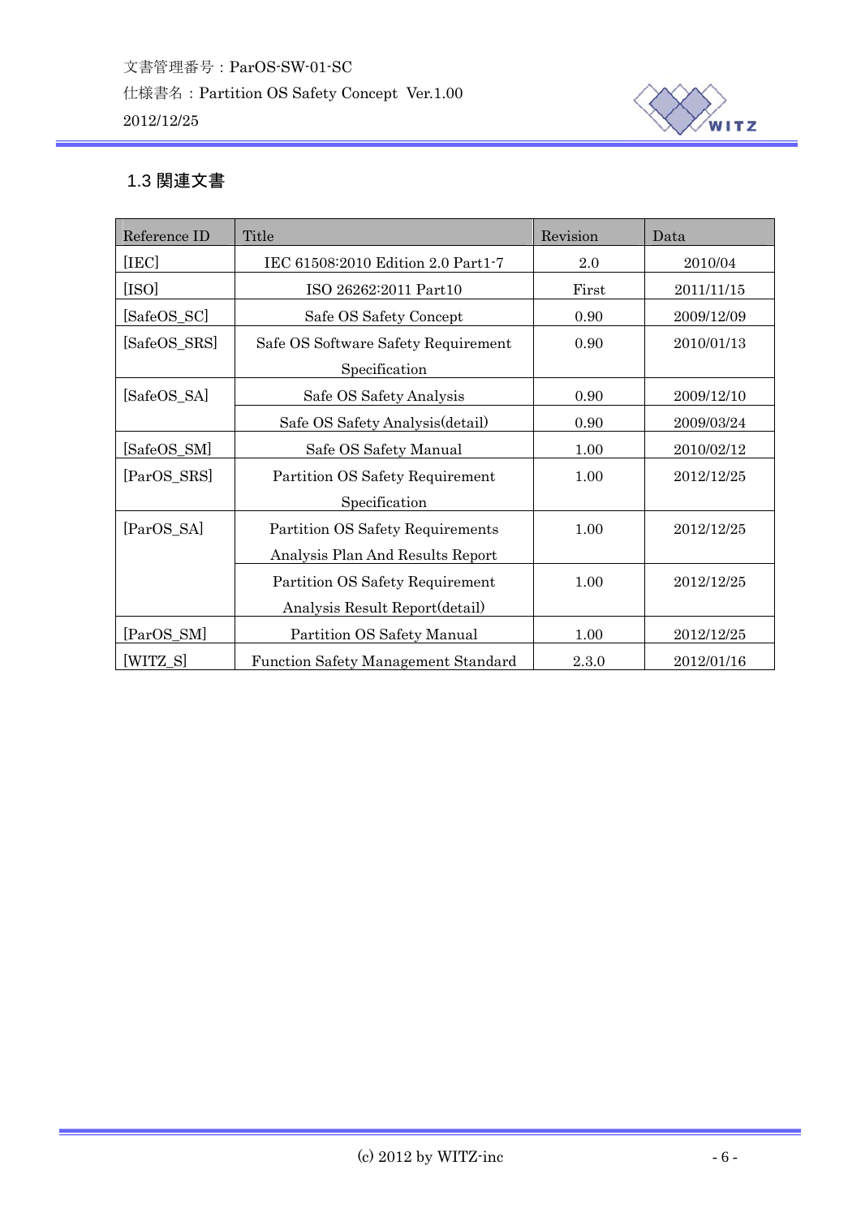## 1.3 関連文書

| Reference ID | Title | Revision | Data |
|---|---|---|---|
| [IEC] | IEC 61508:2010 Edition 2.0 Part1-7 | 2.0 | 2010/04 |
| [ISO] | ISO 26262:2011 Part10 | First | 2011/11/15 |
| [SafeOS_SC] | Safe OS Safety Concept | 0.90 | 2009/12/09 |
| [SafeOS_SRS] | Safe OS Software Safety Requirement Specification | 0.90 | 2010/01/13 |
| [SafeOS_SA] | Safe OS Safety Analysis | 0.90 | 2009/12/10 |
| | Safe OS Safety Analysis(detail) | 0.90 | 2009/03/24 |
| [SafeOS_SM] | Safe OS Safety Manual | 1.00 | 2010/02/12 |
| [ParOS_SRS] | Partition OS Safety Requirement Specification | 1.00 | 2012/12/25 |
| [ParOS_SA] | Partition OS Safety Requirements Analysis Plan And Results Report | 1.00 | 2012/12/25 |
| | Partition OS Safety Requirement Analysis Result Report(detail) | 1.00 | 2012/12/25 |
| [ParOS_SM] | Partition OS Safety Manual | 1.00 | 2012/12/25 |
| [WITZ_S] | Function Safety Management Standard | 2.3.0 | 2012/01/16 |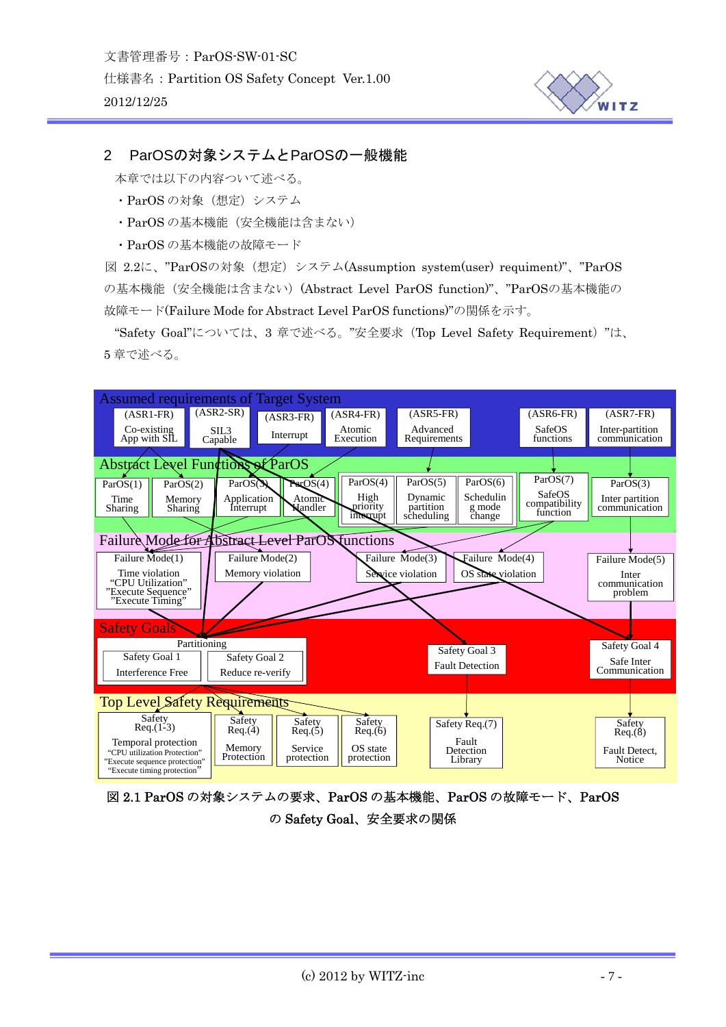## 2　ParOSの対象システムとParOSの一般機能

本章では以下の内容ついて述べる。

・ParOS の対象（想定）システム

・ParOS の基本機能（安全機能は含まない）

・ParOS の基本機能の故障モード

図 2.2に、"ParOSの対象（想定）システム(Assumption system(user) requiment)"、"ParOSの基本機能（安全機能は含まない）(Abstract Level ParOS function)"、"ParOSの基本機能の故障モード(Failure Mode for Abstract Level ParOS functions)"の関係を示す。

"Safety Goal"については、3 章で述べる。"安全要求（Top Level Safety Requirement）"は、5 章で述べる。

Assumed requirements of Target System

(ASR1-FR) Co-existing App with SIL
(ASR2-SR) SIL3 Capable
(ASR3-FR) Interrupt
(ASR4-FR) Atomic Execution
(ASR5-FR) Advanced Requirements
(ASR6-FR) SafeOS functions
(ASR7-FR) Inter-partition communication

Abstract Level Functions of ParOS

ParOS(1) Time Sharing
ParOS(2) Memory Sharing
ParOS(3) Application Interrupt
ParOS(4) Atomic Handler
ParOS(4) High priority interrupt
ParOS(5) Dynamic partition scheduling
ParOS(6) Scheduling mode change
ParOS(7) SafeOS compatibility function
ParOS(3) Inter partition communication

Failure Mode for Abstract Level ParOS functions

Failure Mode(1) Time violation "CPU Utilization" "Execute Sequence" "Execute Timing"
Failure Mode(2) Memory violation
Failure Mode(3) Service violation
Failure Mode(4) OS state violation
Failure Mode(5) Inter communication problem

Safety Goals

Partitioning: Safety Goal 1 Interference Free / Safety Goal 2 Reduce re-verify
Safety Goal 3 Fault Detection
Safety Goal 4 Safe Inter Communication

Top Level Safety Requirements

Safety Req.(1-3) Temporal protection "CPU utilization Protection" "Execute sequence protection" "Execute timing protection"
Safety Req.(4) Memory Protection
Safety Req.(5) Service protection
Safety Req.(6) OS state protection
Safety Req.(7) Fault Detection Library
Safety Req.(8) Fault Detect, Notice

図 2.1 ParOS の対象システムの要求、ParOS の基本機能、ParOS の故障モード、ParOS の Safety Goal、安全要求の関係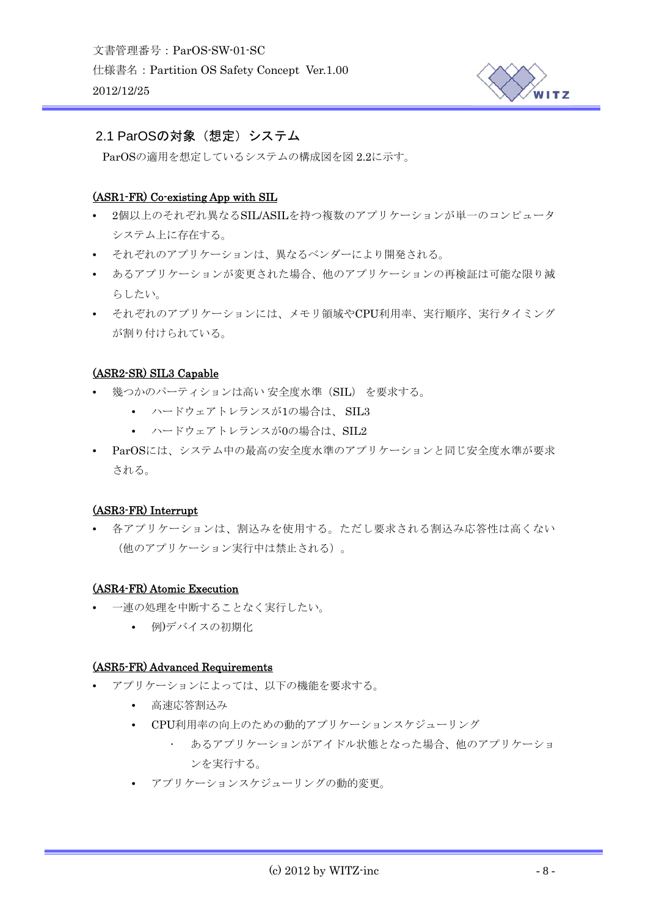## 2.1 ParOSの対象（想定）システム

ParOSの適用を想定しているシステムの構成図を図 2.2に示す。

**(ASR1-FR) Co-existing App with SIL**

- 2個以上のそれぞれ異なるSIL/ASILを持つ複数のアプリケーションが単一のコンピュータシステム上に存在する。
- それぞれのアプリケーションは、異なるベンダーにより開発される。
- あるアプリケーションが変更された場合、他のアプリケーションの再検証は可能な限り減らしたい。
- それぞれのアプリケーションには、メモリ領域やCPU利用率、実行順序、実行タイミングが割り付けられている。

**(ASR2-SR) SIL3 Capable**

- 幾つかのパーティションは高い 安全度水準（SIL） を要求する。
  - ハードウェアトレランスが1の場合は、 SIL3
  - ハードウェアトレランスが0の場合は、SIL2
- ParOSには、システム中の最高の安全度水準のアプリケーションと同じ安全度水準が要求される。

**(ASR3-FR) Interrupt**

- 各アプリケーションは、割込みを使用する。ただし要求される割込み応答性は高くない（他のアプリケーション実行中は禁止される）。

**(ASR4-FR) Atomic Execution**

- 一連の処理を中断することなく実行したい。
  - 例)デバイスの初期化

**(ASR5-FR) Advanced Requirements**

- アプリケーションによっては、以下の機能を要求する。
  - 高速応答割込み
  - CPU利用率の向上のための動的アプリケーションスケジューリング
    - あるアプリケーションがアイドル状態となった場合、他のアプリケーションを実行する。
  - アプリケーションスケジューリングの動的変更。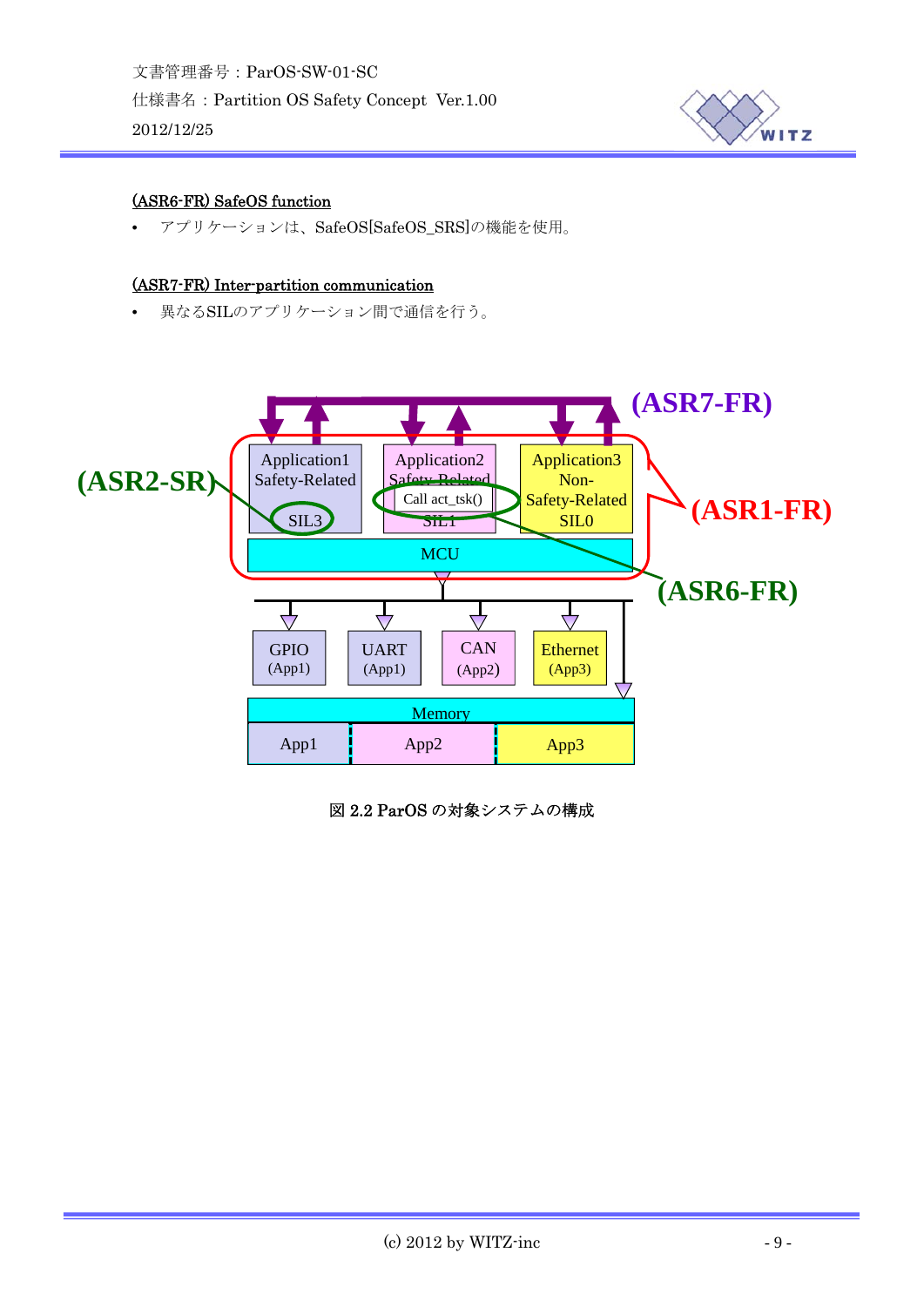<u>(ASR6-FR) SafeOS function</u>

- アプリケーションは、SafeOS[SafeOS_SRS]の機能を使用。

<u>(ASR7-FR) Inter-partition communication</u>

- 異なるSILのアプリケーション間で通信を行う。

図 2.2 ParOS の対象システムの構成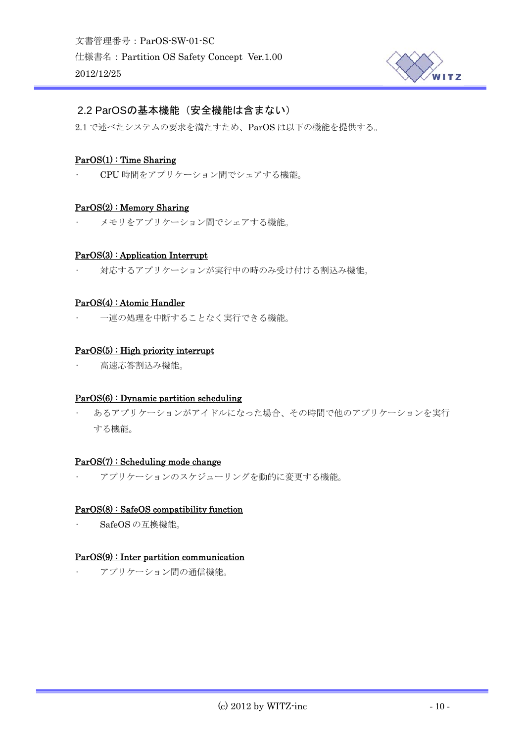## 2.2 ParOSの基本機能（安全機能は含まない）

2.1 で述べたシステムの要求を満たすため、ParOS は以下の機能を提供する。

**ParOS(1) : Time Sharing**

- CPU 時間をアプリケーション間でシェアする機能。

**ParOS(2) : Memory Sharing**

- メモリをアプリケーション間でシェアする機能。

**ParOS(3) : Application Interrupt**

- 対応するアプリケーションが実行中の時のみ受け付ける割込み機能。

**ParOS(4) : Atomic Handler**

- 一連の処理を中断することなく実行できる機能。

**ParOS(5) : High priority interrupt**

- 高速応答割込み機能。

**ParOS(6) : Dynamic partition scheduling**

- あるアプリケーションがアイドルになった場合、その時間で他のアプリケーションを実行する機能。

**ParOS(7) : Scheduling mode change**

- アプリケーションのスケジューリングを動的に変更する機能。

**ParOS(8) : SafeOS compatibility function**

- SafeOS の互換機能。

**ParOS(9) : Inter partition communication**

- アプリケーション間の通信機能。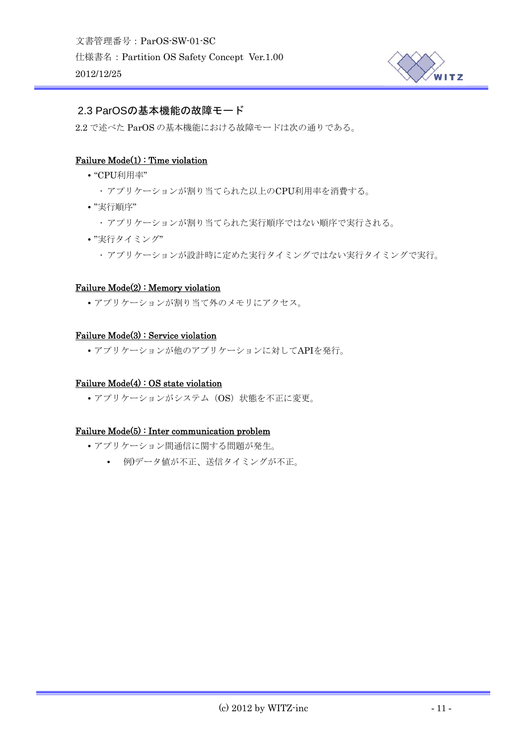## 2.3 ParOSの基本機能の故障モード

2.2 で述べた ParOS の基本機能における故障モードは次の通りである。

<u>Failure Mode(1)：Time violation</u>

- “CPU利用率”
  - ・アプリケーションが割り当てられた以上のCPU利用率を消費する。
- ”実行順序”
  - ・アプリケーションが割り当てられた実行順序ではない順序で実行される。
- ”実行タイミング”
  - ・アプリケーションが設計時に定めた実行タイミングではない実行タイミングで実行。

<u>Failure Mode(2)：Memory violation</u>

- アプリケーションが割り当て外のメモリにアクセス。

<u>Failure Mode(3)：Service violation</u>

- アプリケーションが他のアプリケーションに対してAPIを発行。

<u>Failure Mode(4)：OS state violation</u>

- アプリケーションがシステム（OS）状態を不正に変更。

<u>Failure Mode(5)：Inter communication problem</u>

- アプリケーション間通信に関する問題が発生。
  - 例)データ値が不正、送信タイミングが不正。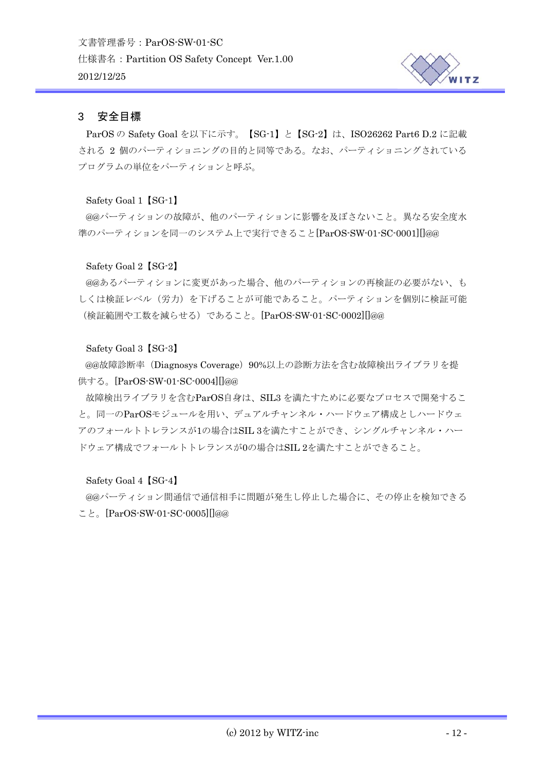## 3　安全目標

ParOS の Safety Goal を以下に示す。【SG-1】と【SG-2】は、ISO26262 Part6 D.2 に記載される 2 個のパーティショニングの目的と同等である。なお、パーティショニングされているプログラムの単位をパーティションと呼ぶ。

Safety Goal 1【SG-1】

@@パーティションの故障が、他のパーティションに影響を及ぼさないこと。異なる安全度水準のパーティションを同一のシステム上で実行できること[ParOS-SW-01-SC-0001][]@@

Safety Goal 2【SG-2】

@@あるパーティションに変更があった場合、他のパーティションの再検証の必要がない、もしくは検証レベル（労力）を下げることが可能であること。パーティションを個別に検証可能（検証範囲や工数を減らせる）であること。[ParOS-SW-01-SC-0002][]@@

Safety Goal 3【SG-3】

@@故障診断率（Diagnosys Coverage）90%以上の診断方法を含む故障検出ライブラリを提供する。[ParOS-SW-01-SC-0004][]@@

故障検出ライブラリを含むParOS自身は、SIL3 を満たすために必要なプロセスで開発すること。同一のParOSモジュールを用い、デュアルチャンネル・ハードウェア構成としハードウェアのフォールトトレランスが1の場合はSIL 3を満たすことができ、シングルチャンネル・ハードウェア構成でフォールトトレランスが0の場合はSIL 2を満たすことができること。

Safety Goal 4【SG-4】

@@パーティション間通信で通信相手に問題が発生し停止した場合に、その停止を検知できること。[ParOS-SW-01-SC-0005][]@@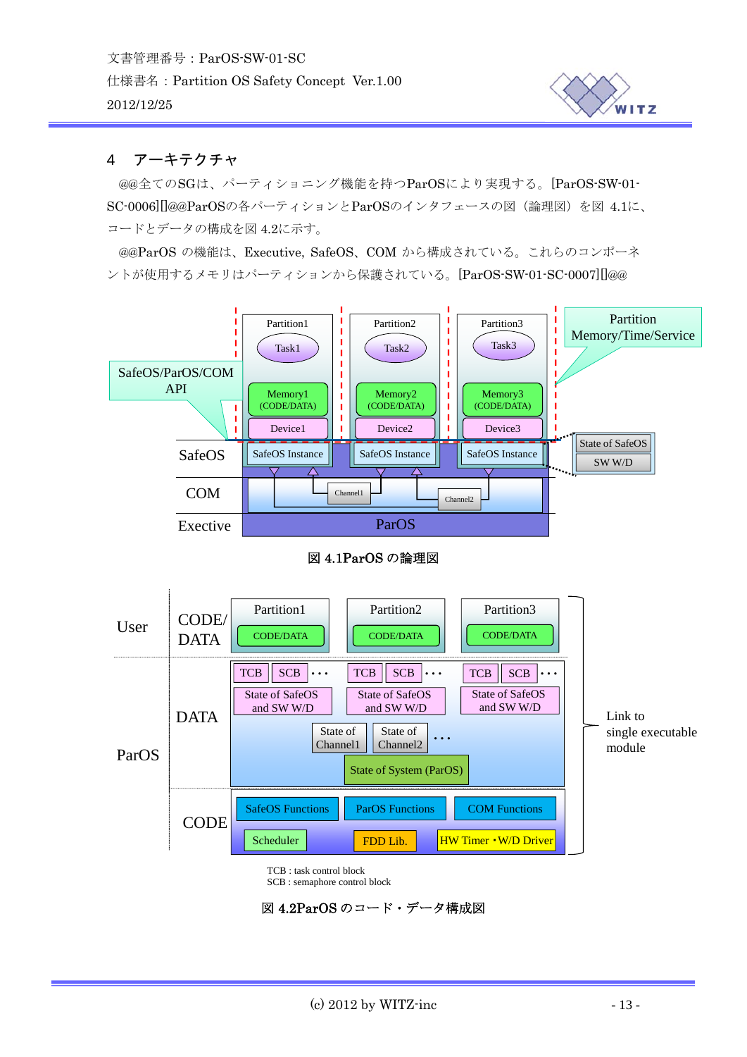## 4　アーキテクチャ

@@全てのSGは、パーティショニング機能を持つParOSにより実現する。[ParOS-SW-01-SC-0006][]@@ParOSの各パーティションとParOSのインタフェースの図（論理図）を図 4.1に、コードとデータの構成を図 4.2に示す。

@@ParOS の機能は、Executive, SafeOS、COM から構成されている。これらのコンポーネントが使用するメモリはパーティションから保護されている。[ParOS-SW-01-SC-0007][]@@

図 4.1ParOS の論理図

TCB : task control block
SCB : semaphore control block

図 4.2ParOS のコード・データ構成図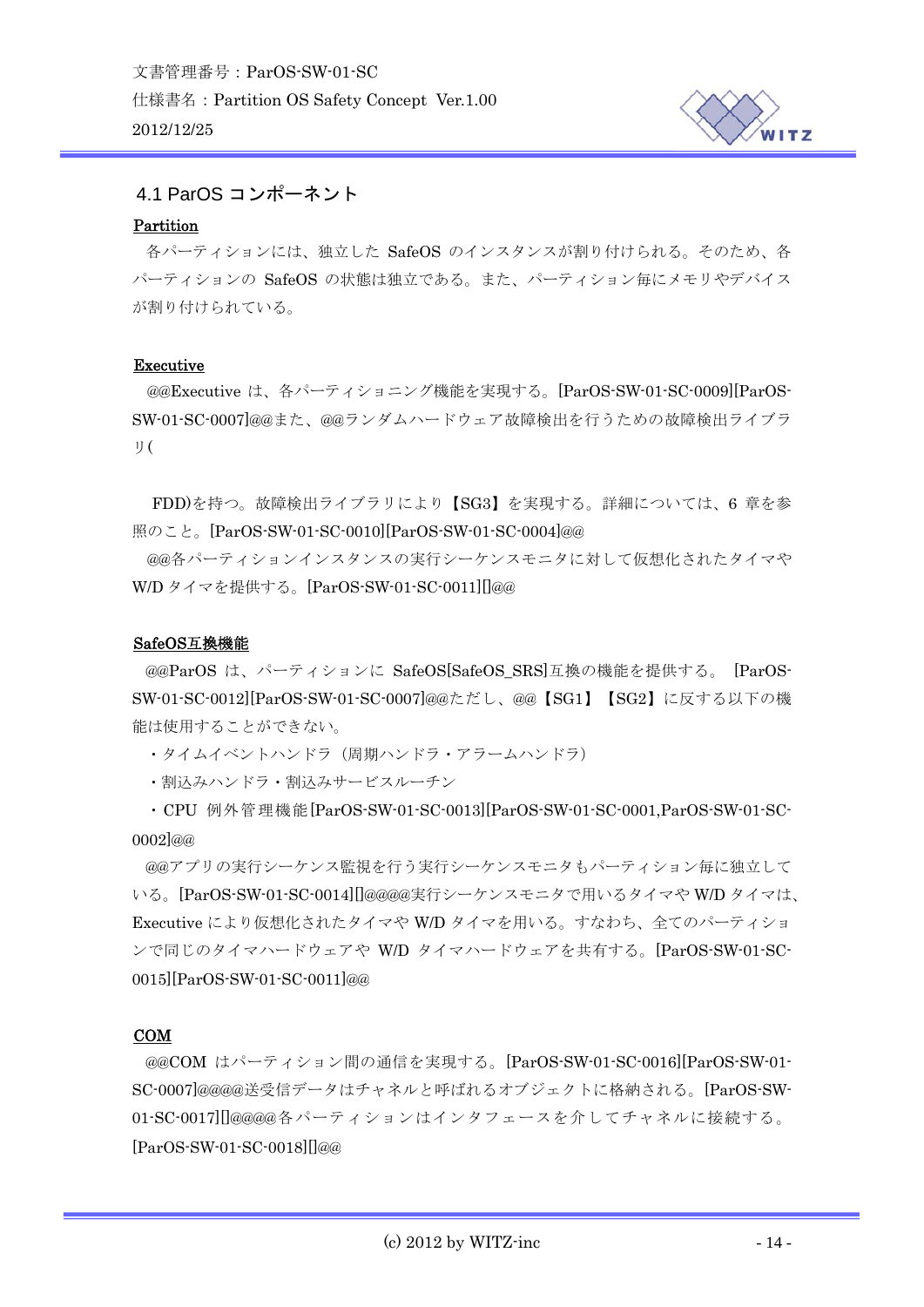## 4.1 ParOS コンポーネント

**Partition**

各パーティションには、独立した SafeOS のインスタンスが割り付けられる。そのため、各パーティションの SafeOS の状態は独立である。また、パーティション毎にメモリやデバイスが割り付けられている。

**Executive**

@@Executive は、各パーティショニング機能を実現する。[ParOS-SW-01-SC-0009][ParOS-SW-01-SC-0007]@@また、@@ランダムハードウェア故障検出を行うための故障検出ライブラリ(

FDD)を持つ。故障検出ライブラリにより【SG3】を実現する。詳細については、6 章を参照のこと。[ParOS-SW-01-SC-0010][ParOS-SW-01-SC-0004]@@

@@各パーティションインスタンスの実行シーケンスモニタに対して仮想化されたタイマや W/D タイマを提供する。[ParOS-SW-01-SC-0011][]@@

**SafeOS互換機能**

@@ParOS は、パーティションに SafeOS[SafeOS_SRS]互換の機能を提供する。[ParOS-SW-01-SC-0012][ParOS-SW-01-SC-0007]@@ただし、@@【SG1】【SG2】に反する以下の機能は使用することができない。

- タイムイベントハンドラ（周期ハンドラ・アラームハンドラ）
- 割込みハンドラ・割込みサービスルーチン
- CPU 例外管理機能[ParOS-SW-01-SC-0013][ParOS-SW-01-SC-0001,ParOS-SW-01-SC-0002]@@

@@アプリの実行シーケンス監視を行う実行シーケンスモニタもパーティション毎に独立している。[ParOS-SW-01-SC-0014][]@@@@実行シーケンスモニタで用いるタイマや W/D タイマは、Executive により仮想化されたタイマや W/D タイマを用いる。すなわち、全てのパーティションで同じのタイマハードウェアや W/D タイマハードウェアを共有する。[ParOS-SW-01-SC-0015][ParOS-SW-01-SC-0011]@@

**COM**

@@COM はパーティション間の通信を実現する。[ParOS-SW-01-SC-0016][ParOS-SW-01-SC-0007]@@@@送受信データはチャネルと呼ばれるオブジェクトに格納される。[ParOS-SW-01-SC-0017][]@@@@各パーティションはインタフェースを介してチャネルに接続する。[ParOS-SW-01-SC-0018][]@@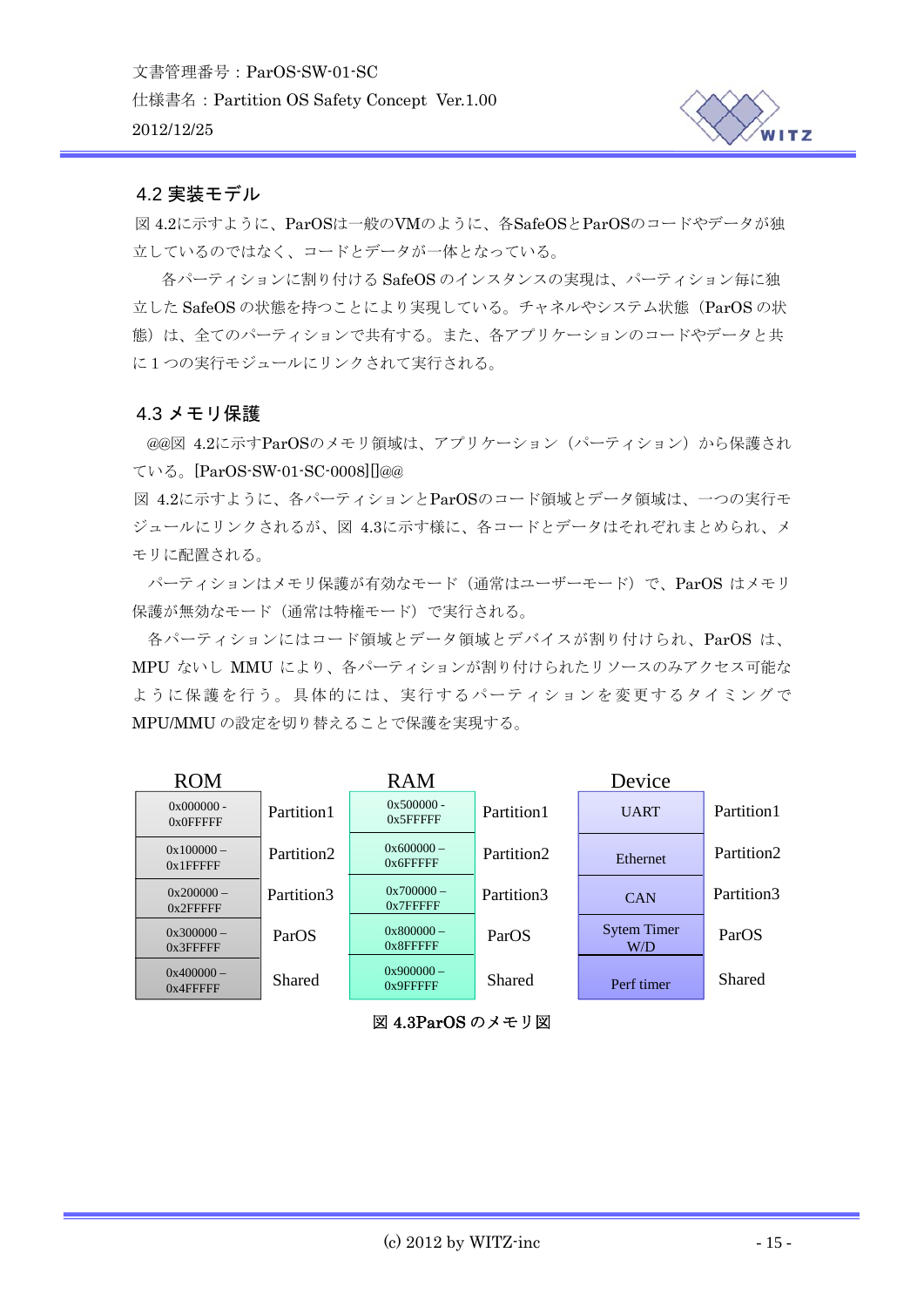## 4.2 実装モデル

図 4.2に示すように、ParOSは一般のVMのように、各SafeOSとParOSのコードやデータが独立しているのではなく、コードとデータが一体となっている。

各パーティションに割り付ける SafeOS のインスタンスの実現は、パーティション毎に独立した SafeOS の状態を持つことにより実現している。チャネルやシステム状態（ParOS の状態）は、全てのパーティションで共有する。また、各アプリケーションのコードやデータと共に 1 つの実行モジュールにリンクされて実行される。

## 4.3 メモリ保護

@@図 4.2に示すParOSのメモリ領域は、アプリケーション（パーティション）から保護されている。[ParOS-SW-01-SC-0008][]@@

図 4.2に示すように、各パーティションとParOSのコード領域とデータ領域は、一つの実行モジュールにリンクされるが、図 4.3に示す様に、各コードとデータはそれぞれまとめられ、メモリに配置される。

パーティションはメモリ保護が有効なモード（通常はユーザーモード）で、ParOS はメモリ保護が無効なモード（通常は特権モード）で実行される。

各パーティションにはコード領域とデータ領域とデバイスが割り付けられ、ParOS は、MPU ないし MMU により、各パーティションが割り付けられたリソースのみアクセス可能なように保護を行う。具体的には、実行するパーティションを変更するタイミングで MPU/MMU の設定を切り替えることで保護を実現する。

| ROM | | RAM | | Device | |
|---|---|---|---|---|---|
| 0x000000 - 0x0FFFFF | Partition1 | 0x500000 - 0x5FFFFF | Partition1 | UART | Partition1 |
| 0x100000 – 0x1FFFFF | Partition2 | 0x600000 – 0x6FFFFF | Partition2 | Ethernet | Partition2 |
| 0x200000 – 0x2FFFFF | Partition3 | 0x700000 – 0x7FFFFF | Partition3 | CAN | Partition3 |
| 0x300000 – 0x3FFFFF | ParOS | 0x800000 – 0x8FFFFF | ParOS | Sytem Timer W/D | ParOS |
| 0x400000 – 0x4FFFFF | Shared | 0x900000 – 0x9FFFFF | Shared | Perf timer | Shared |

図 4.3ParOS のメモリ図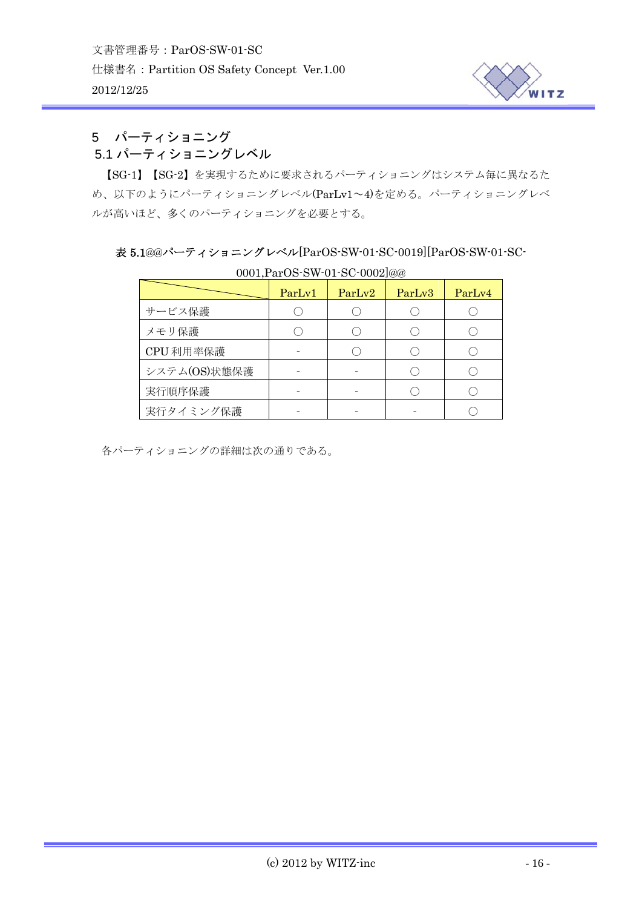# 5　パーティショニング

## 5.1 パーティショニングレベル

【SG-1】【SG-2】を実現するために要求されるパーティショニングはシステム毎に異なるため、以下のようにパーティショニングレベル(ParLv1～4)を定める。パーティショニングレベルが高いほど、多くのパーティショニングを必要とする。

表 5.1@@パーティショニングレベル[ParOS-SW-01-SC-0019][ParOS-SW-01-SC-0001,ParOS-SW-01-SC-0002]@@

| | ParLv1 | ParLv2 | ParLv3 | ParLv4 |
|---|---|---|---|---|
| サービス保護 | ○ | ○ | ○ | ○ |
| メモリ保護 | ○ | ○ | ○ | ○ |
| CPU 利用率保護 | - | ○ | ○ | ○ |
| システム(OS)状態保護 | - | - | ○ | ○ |
| 実行順序保護 | - | - | ○ | ○ |
| 実行タイミング保護 | - | - | - | ○ |

各パーティショニングの詳細は次の通りである。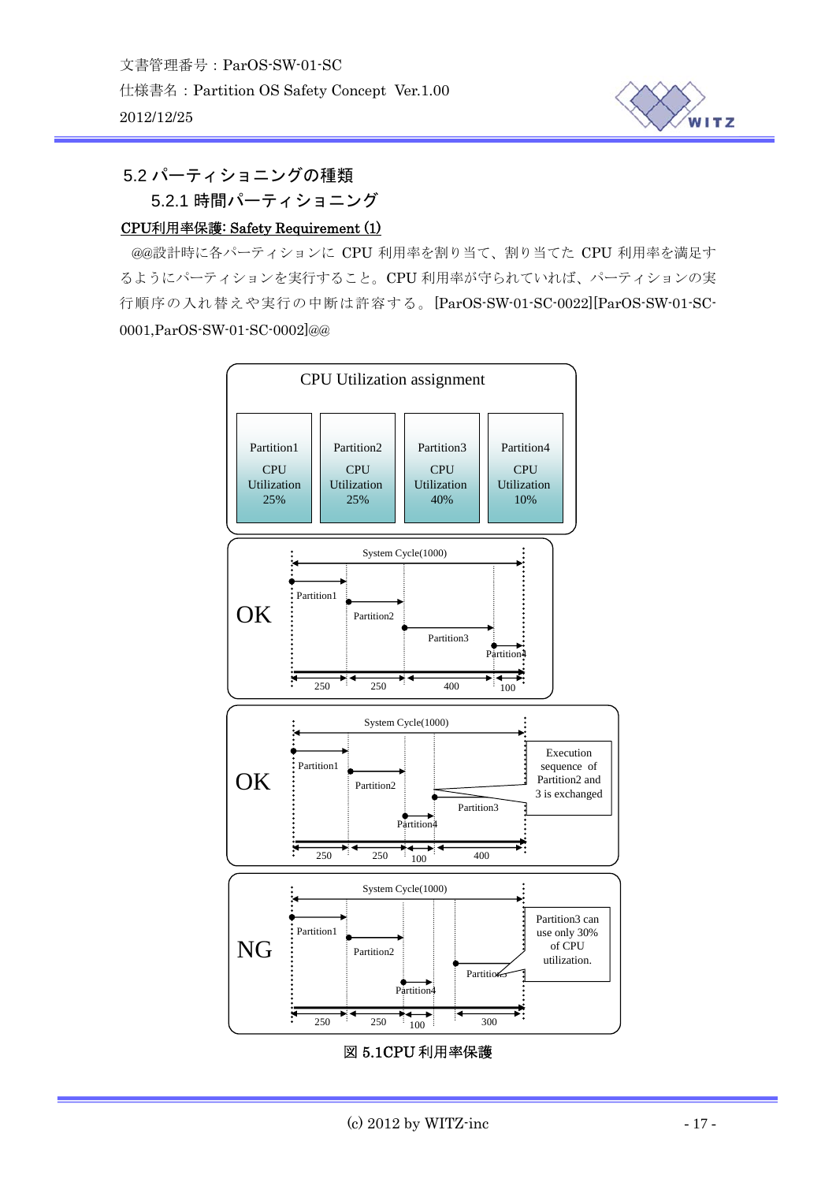## 5.2 パーティショニングの種類

### 5.2.1 時間パーティショニング

**CPU利用率保護: Safety Requirement (1)**

@@設計時に各パーティションに CPU 利用率を割り当て、割り当てた CPU 利用率を満足するようにパーティションを実行すること。CPU 利用率が守られていれば、パーティションの実行順序の入れ替えや実行の中断は許容する。[ParOS-SW-01-SC-0022][ParOS-SW-01-SC-0001,ParOS-SW-01-SC-0002]@@

CPU Utilization assignment

| Partition1 | Partition2 | Partition3 | Partition4 |
|---|---|---|---|
| CPU Utilization 25% | CPU Utilization 25% | CPU Utilization 40% | CPU Utilization 10% |

OK: System Cycle(1000) — Partition1 250, Partition2 250, Partition3 400, Partition4 100

OK: System Cycle(1000) — Partition1 250, Partition2 250, Partition4 100, Partition3 400 — Execution sequence of Partition2 and 3 is exchanged

NG: System Cycle(1000) — Partition1 250, Partition2 250, Partition4 100, Partition3 300 — Partition3 can use only 30% of CPU utilization.

図 5.1CPU 利用率保護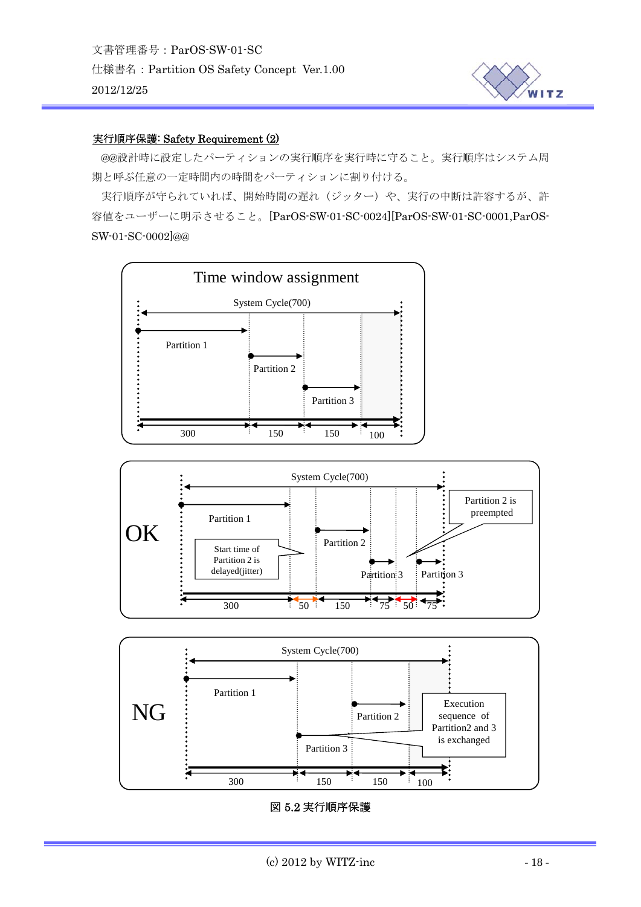**実行順序保護: Safety Requirement (2)**

@@設計時に設定したパーティションの実行順序を実行時に守ること。実行順序はシステム周期と呼ぶ任意の一定時間内の時間をパーティションに割り付ける。

実行順序が守られていれば、開始時間の遅れ（ジッター）や、実行の中断は許容するが、許容値をユーザーに明示させること。[ParOS-SW-01-SC-0024][ParOS-SW-01-SC-0001,ParOS-SW-01-SC-0002]@@

Time window assignment

System Cycle(700)

Partition 1

Partition 2

Partition 3

300 150 150 100

OK

System Cycle(700)

Partition 1

Start time of Partition 2 is delayed(jitter)

Partition 2

Partition 2 is preempted

Partition 3

Partition 3

300 50 150 75 50 75

NG

System Cycle(700)

Partition 1

Partition 2

Execution sequence of Partition2 and 3 is exchanged

Partition 3

300 150 150 100

図 5.2 実行順序保護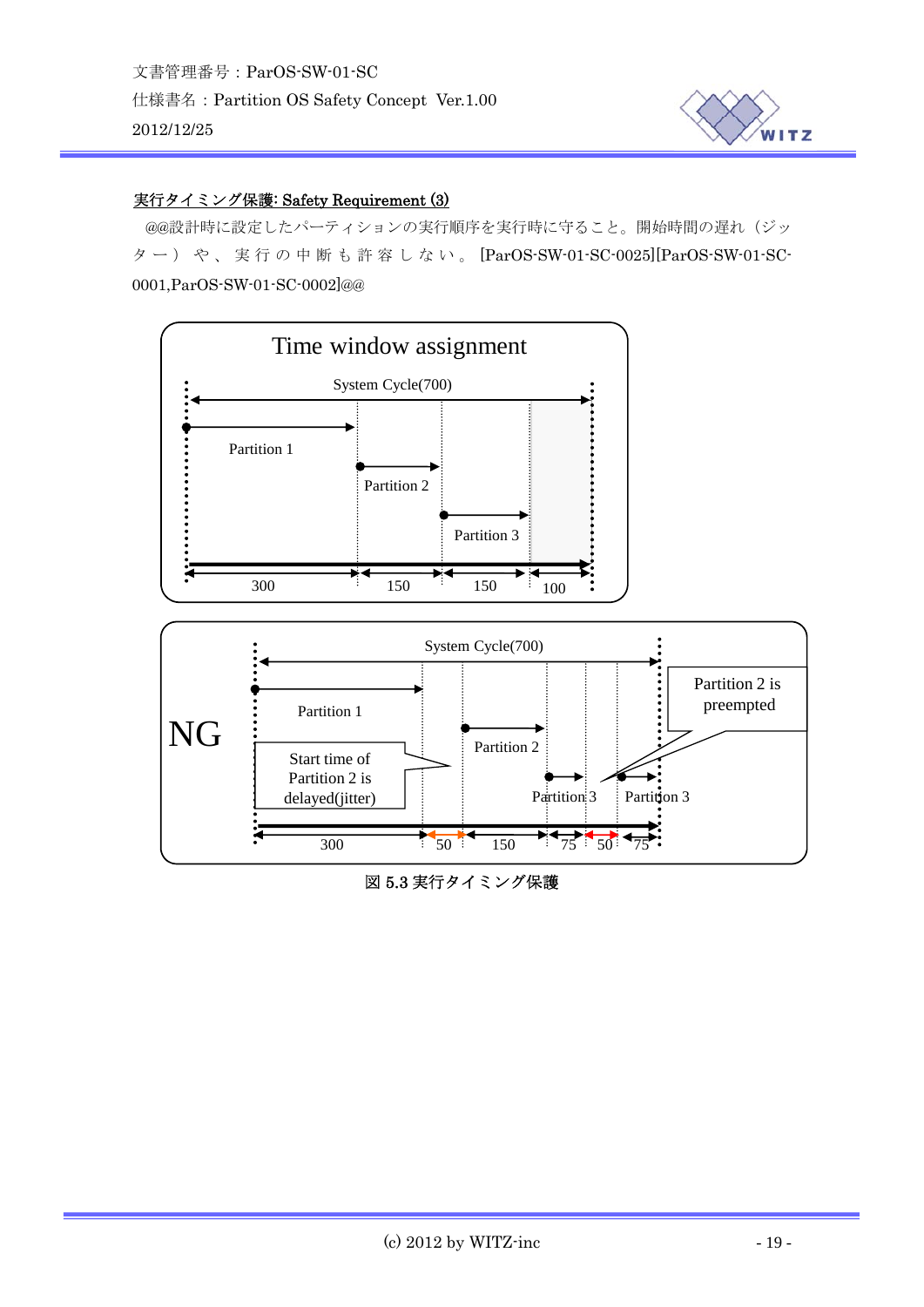**実行タイミング保護: Safety Requirement (3)**

@@設計時に設定したパーティションの実行順序を実行時に守ること。開始時間の遅れ（ジッター）や、実行の中断も許容しない。[ParOS-SW-01-SC-0025][ParOS-SW-01-SC-0001,ParOS-SW-01-SC-0002]@@

Time window assignment

System Cycle(700)

Partition 1

Partition 2

Partition 3

300　150　150　100

NG

System Cycle(700)

Partition 1

Start time of Partition 2 is delayed(jitter)

Partition 2

Partition 3

Partition 3

Partition 2 is preempted

300　50　150　75　50　75

図 5.3 実行タイミング保護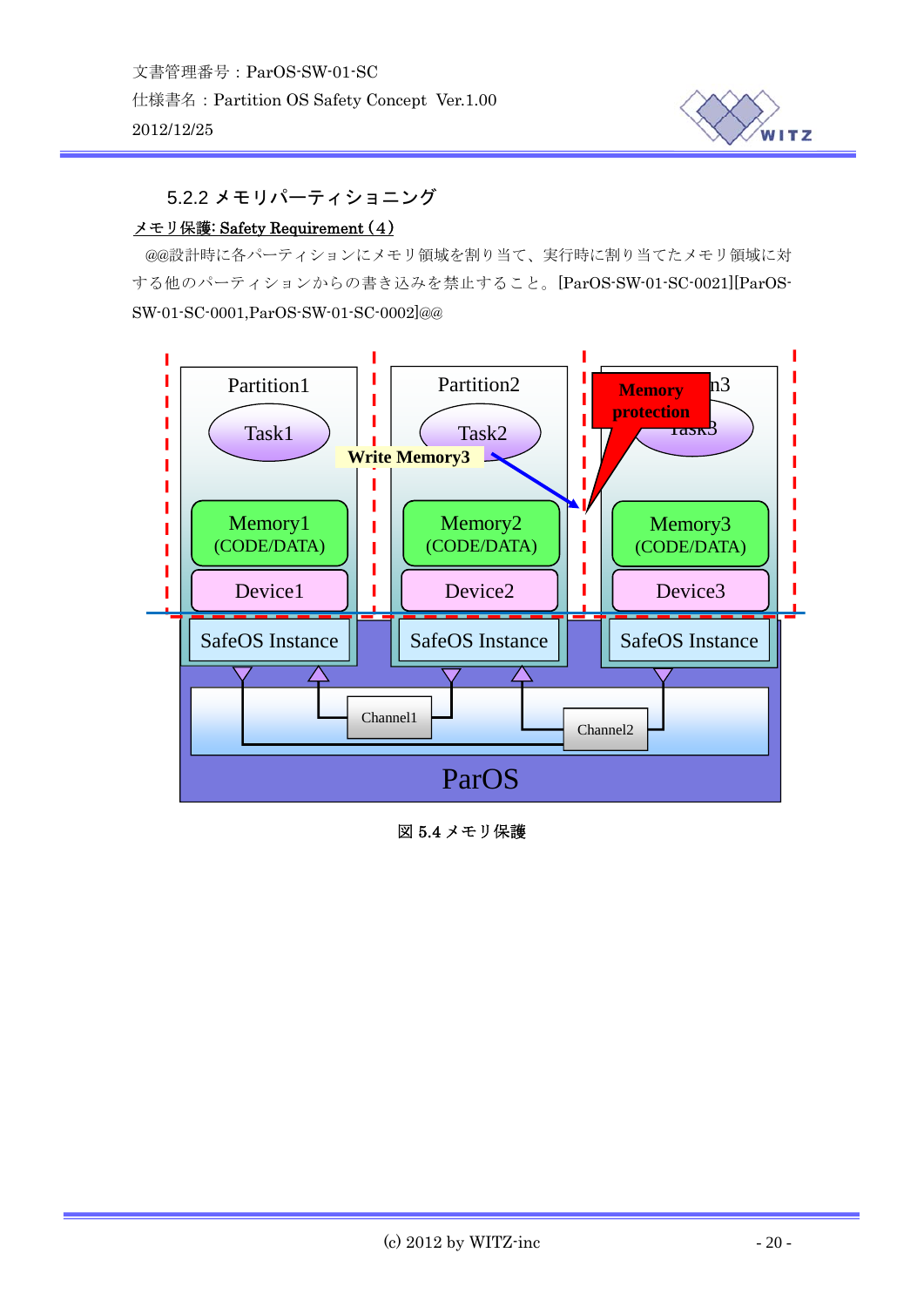### 5.2.2 メモリパーティショニング

メモリ保護: Safety Requirement（4）

@@設計時に各パーティションにメモリ領域を割り当て、実行時に割り当てたメモリ領域に対する他のパーティションからの書き込みを禁止すること。[ParOS-SW-01-SC-0021][ParOS-SW-01-SC-0001,ParOS-SW-01-SC-0002]@@

図 5.4 メモリ保護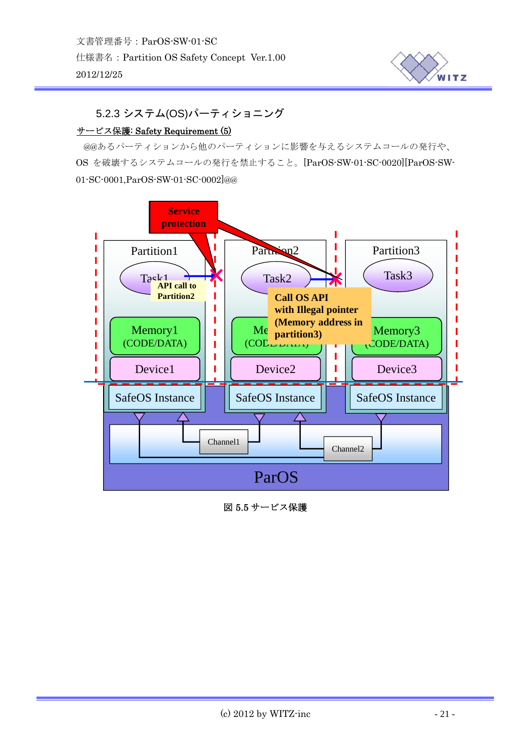### 5.2.3 システム(OS)パーティショニング

サービス保護: Safety Requirement (5)

@@あるパーティションから他のパーティションに影響を与えるシステムコールの発行や、OS を破壊するシステムコールの発行を禁止すること。[ParOS-SW-01-SC-0020][ParOS-SW-01-SC-0001,ParOS-SW-01-SC-0002]@@

図 5.5 サービス保護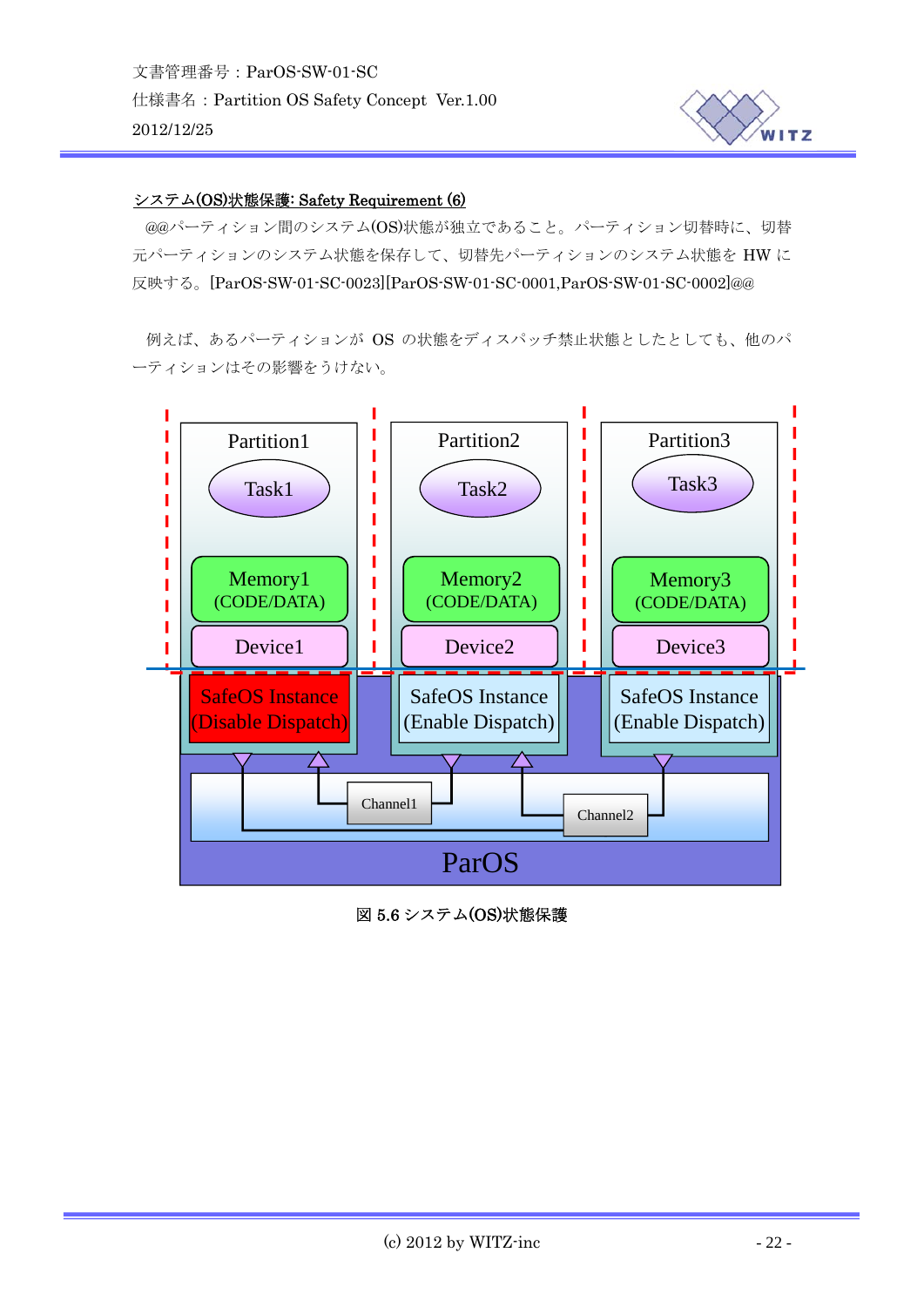**システム(OS)状態保護: Safety Requirement (6)**

@@パーティション間のシステム(OS)状態が独立であること。パーティション切替時に、切替元パーティションのシステム状態を保存して、切替先パーティションのシステム状態を HW に反映する。[ParOS-SW-01-SC-0023][ParOS-SW-01-SC-0001,ParOS-SW-01-SC-0002]@@

例えば、あるパーティションが OS の状態をディスパッチ禁止状態としたとしても、他のパーティションはその影響をうけない。

図 5.6 システム(OS)状態保護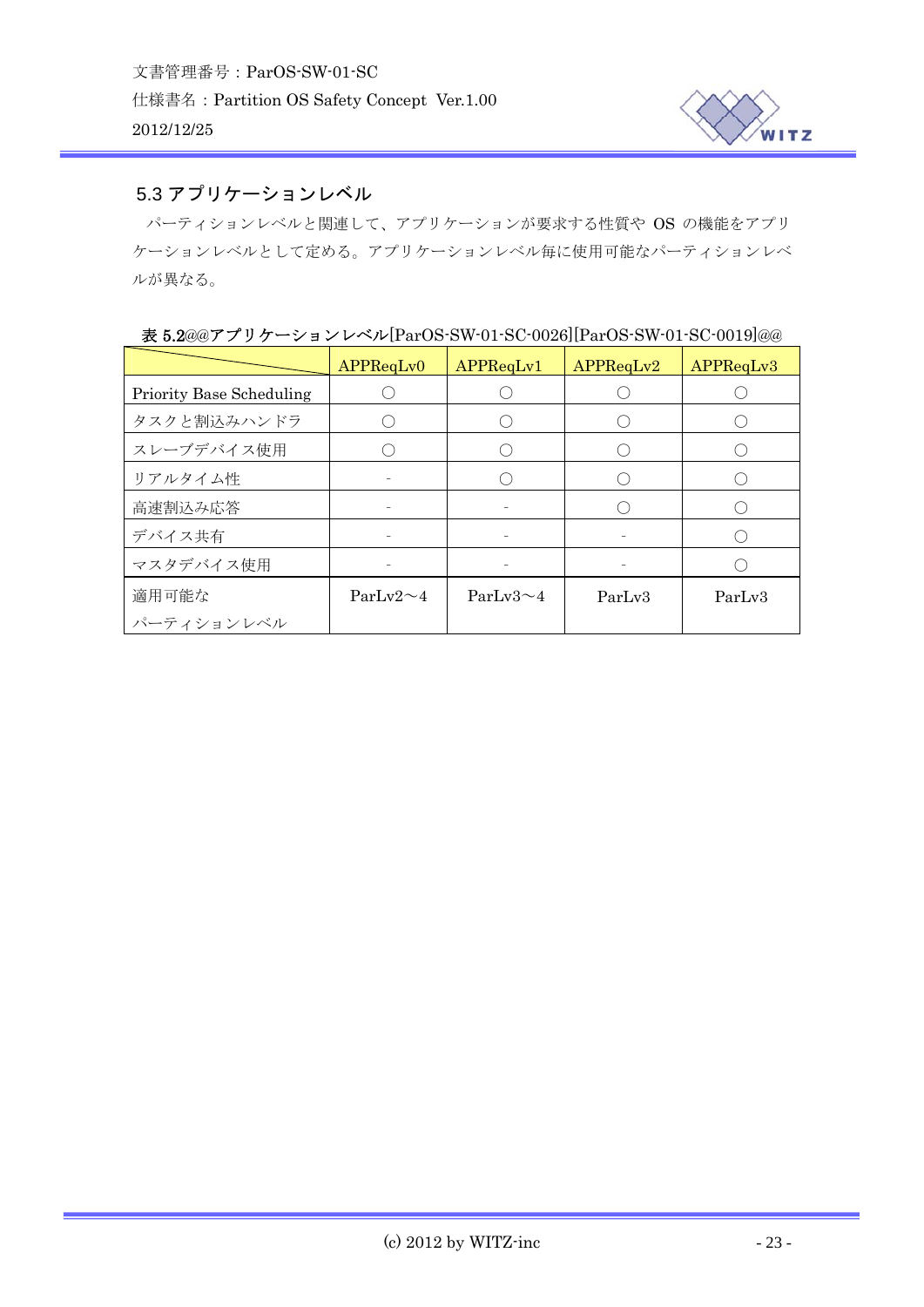### 5.3 アプリケーションレベル

パーティションレベルと関連して、アプリケーションが要求する性質や OS の機能をアプリケーションレベルとして定める。アプリケーションレベル毎に使用可能なパーティションレベルが異なる。

**表 5.2@@アプリケーションレベル[ParOS-SW-01-SC-0026][ParOS-SW-01-SC-0019]@@**

| | APPReqLv0 | APPReqLv1 | APPReqLv2 | APPReqLv3 |
|---|---|---|---|---|
| Priority Base Scheduling | ○ | ○ | ○ | ○ |
| タスクと割込みハンドラ | ○ | ○ | ○ | ○ |
| スレーブデバイス使用 | ○ | ○ | ○ | ○ |
| リアルタイム性 | - | ○ | ○ | ○ |
| 高速割込み応答 | - | - | ○ | ○ |
| デバイス共有 | - | - | - | ○ |
| マスタデバイス使用 | - | - | - | ○ |
| 適用可能なパーティションレベル | ParLv2～4 | ParLv3～4 | ParLv3 | ParLv3 |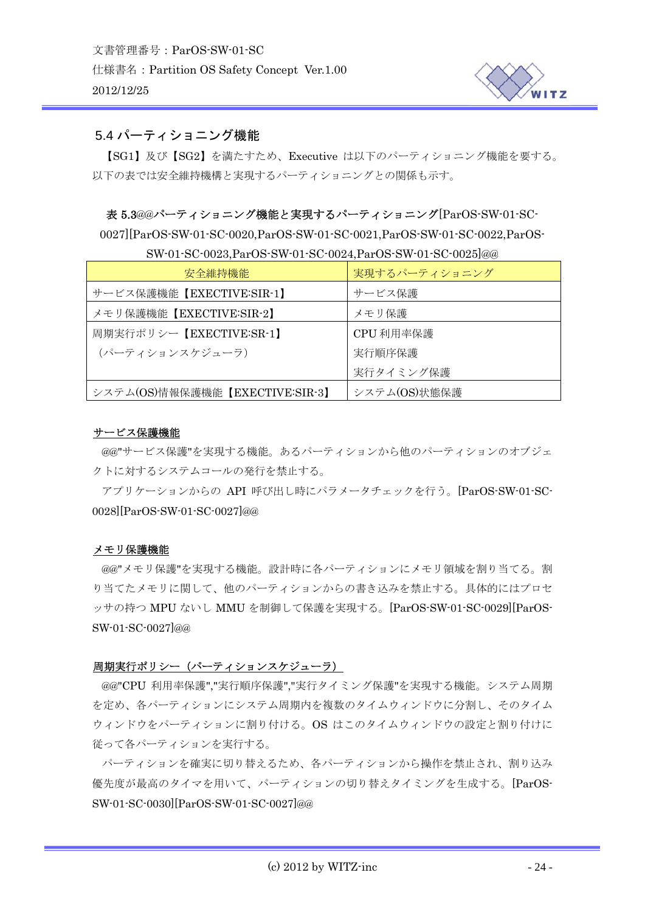## 5.4 パーティショニング機能

【SG1】及び【SG2】を満たすため、Executive は以下のパーティショニング機能を要する。以下の表では安全維持機構と実現するパーティショニングとの関係も示す。

**表 5.3@@パーティショニング機能と実現するパーティショニング[ParOS-SW-01-SC-0027][ParOS-SW-01-SC-0020,ParOS-SW-01-SC-0021,ParOS-SW-01-SC-0022,ParOS-SW-01-SC-0023,ParOS-SW-01-SC-0024,ParOS-SW-01-SC-0025]@@**

| 安全維持機能 | 実現するパーティショニング |
|---|---|
| サービス保護機能【EXECTIVE:SIR-1】 | サービス保護 |
| メモリ保護機能【EXECTIVE:SIR-2】 | メモリ保護 |
| 周期実行ポリシー【EXECTIVE:SR-1】<br>（パーティションスケジューラ） | CPU 利用率保護<br>実行順序保護<br>実行タイミング保護 |
| システム(OS)情報保護機能【EXECTIVE:SIR-3】 | システム(OS)状態保護 |

<u>**サービス保護機能**</u>

@@"サービス保護"を実現する機能。あるパーティションから他のパーティションのオブジェクトに対するシステムコールの発行を禁止する。

アプリケーションからの API 呼び出し時にパラメータチェックを行う。[ParOS-SW-01-SC-0028][ParOS-SW-01-SC-0027]@@

<u>**メモリ保護機能**</u>

@@"メモリ保護"を実現する機能。設計時に各パーティションにメモリ領域を割り当てる。割り当てたメモリに関して、他のパーティションからの書き込みを禁止する。具体的にはプロセッサの持つ MPU ないし MMU を制御して保護を実現する。[ParOS-SW-01-SC-0029][ParOS-SW-01-SC-0027]@@

<u>**周期実行ポリシー（パーティションスケジューラ）**</u>

@@"CPU 利用率保護","実行順序保護","実行タイミング保護"を実現する機能。システム周期を定め、各パーティションにシステム周期内を複数のタイムウィンドウに分割し、そのタイムウィンドウをパーティションに割り付ける。OS はこのタイムウィンドウの設定と割り付けに従って各パーティションを実行する。

パーティションを確実に切り替えるため、各パーティションから操作を禁止され、割り込み優先度が最高のタイマを用いて、パーティションの切り替えタイミングを生成する。[ParOS-SW-01-SC-0030][ParOS-SW-01-SC-0027]@@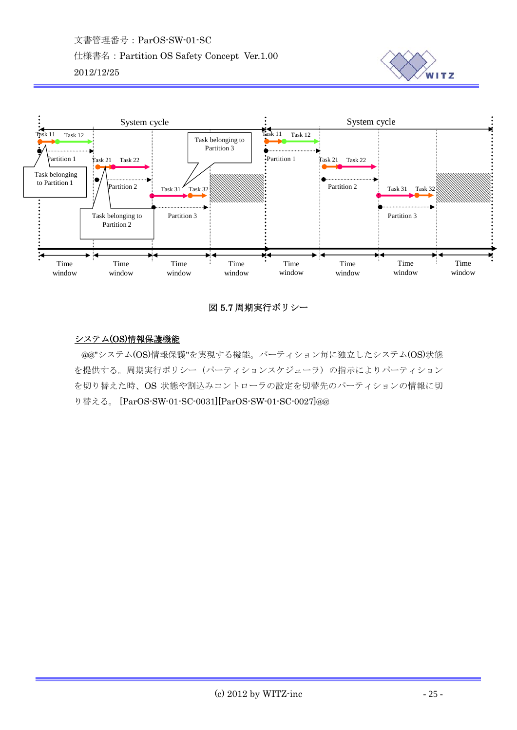System cycle

System cycle

Task 11 Task 12

Task belonging to Partition 3

Partition 1

Task belonging to Partition 1

Task 21 Task 22

Partition 2

Task 31 Task 32

Partition 3

Task belonging to Partition 2

Time window | Time window | Time window | Time window | Time window | Time window | Time window | Time window

図 5.7 周期実行ポリシー

<u>システム(OS)情報保護機能</u>

@@"システム(OS)情報保護"を実現する機能。パーティション毎に独立したシステム(OS)状態を提供する。周期実行ポリシー（パーティションスケジューラ）の指示によりパーティションを切り替えた時、OS 状態や割込みコントローラの設定を切替先のパーティションの情報に切り替える。 [ParOS-SW-01-SC-0031][ParOS-SW-01-SC-0027]@@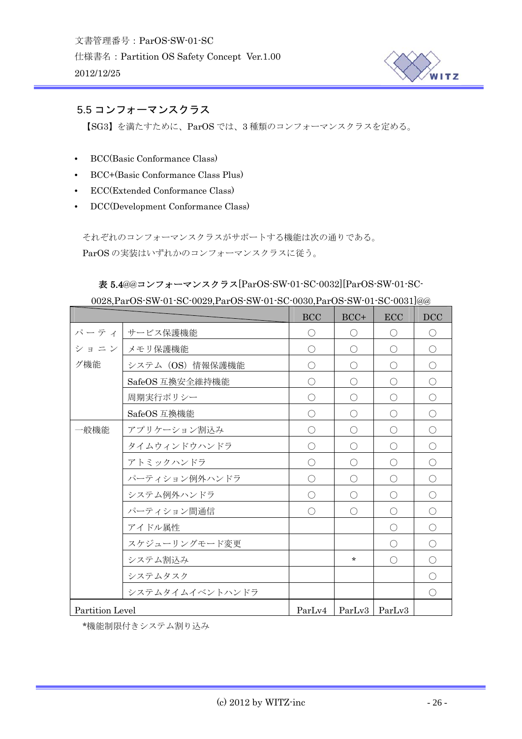## 5.5 コンフォーマンスクラス

【SG3】を満たすために、ParOS では、3 種類のコンフォーマンスクラスを定める。

- BCC(Basic Conformance Class)
- BCC+(Basic Conformance Class Plus)
- ECC(Extended Conformance Class)
- DCC(Development Conformance Class)

それぞれのコンフォーマンスクラスがサポートする機能は次の通りである。
ParOS の実装はいずれかのコンフォーマンスクラスに従う。

**表 5.4**@@**コンフォーマンスクラス**[ParOS-SW-01-SC-0032][ParOS-SW-01-SC-0028,ParOS-SW-01-SC-0029,ParOS-SW-01-SC-0030,ParOS-SW-01-SC-0031]@@

| | | BCC | BCC+ | ECC | DCC |
|---|---|---|---|---|---|
| パーティショニング機能 | サービス保護機能 | ○ | ○ | ○ | ○ |
| | メモリ保護機能 | ○ | ○ | ○ | ○ |
| | システム（OS）情報保護機能 | ○ | ○ | ○ | ○ |
| | SafeOS 互換安全維持機能 | ○ | ○ | ○ | ○ |
| | 周期実行ポリシー | ○ | ○ | ○ | ○ |
| | SafeOS 互換機能 | ○ | ○ | ○ | ○ |
| 一般機能 | アプリケーション割込み | ○ | ○ | ○ | ○ |
| | タイムウィンドウハンドラ | ○ | ○ | ○ | ○ |
| | アトミックハンドラ | ○ | ○ | ○ | ○ |
| | パーティション例外ハンドラ | ○ | ○ | ○ | ○ |
| | システム例外ハンドラ | ○ | ○ | ○ | ○ |
| | パーティション間通信 | ○ | ○ | ○ | ○ |
| | アイドル属性 | | | ○ | ○ |
| | スケジューリングモード変更 | | | ○ | ○ |
| | システム割込み | | * | ○ | ○ |
| | システムタスク | | | | ○ |
| | システムタイムイベントハンドラ | | | | ○ |
| Partition Level | | ParLv4 | ParLv3 | ParLv3 | |

*機能制限付きシステム割り込み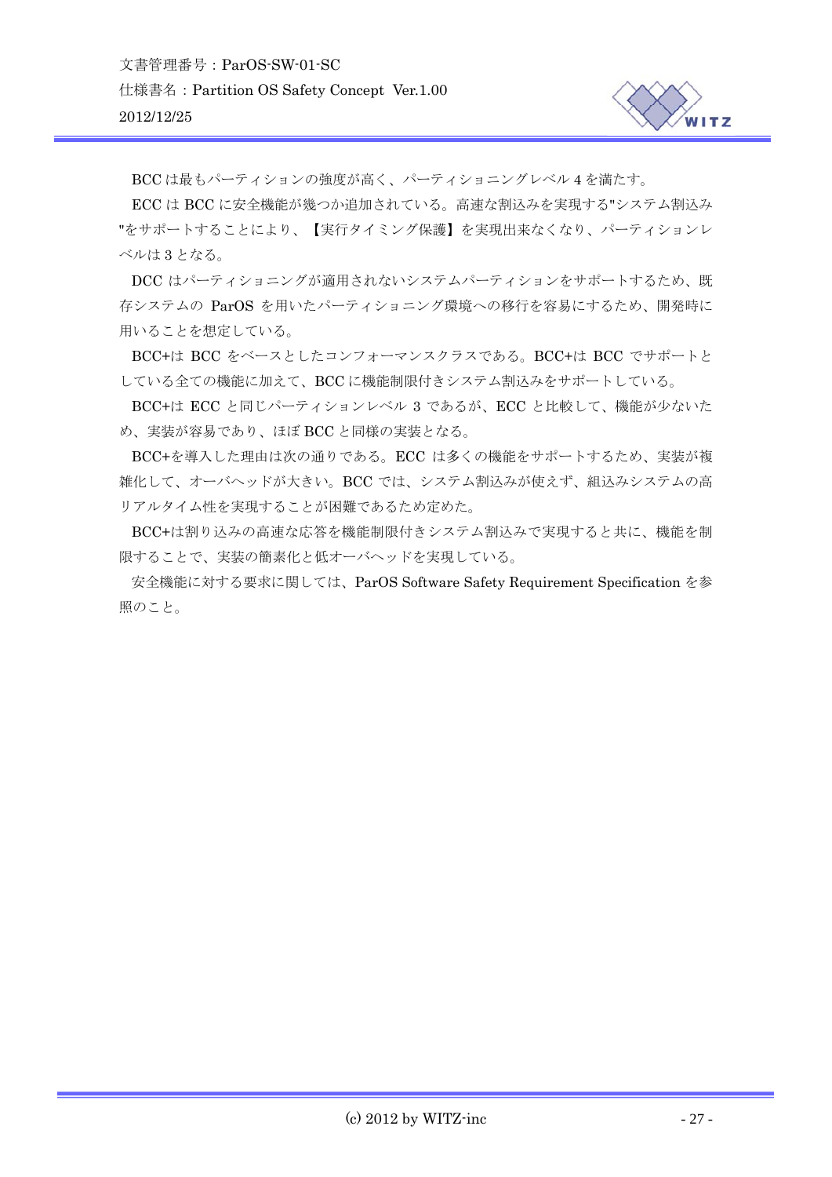BCC は最もパーティションの強度が高く、パーティショニングレベル 4 を満たす。

ECC は BCC に安全機能が幾つか追加されている。高速な割込みを実現する"システム割込み"をサポートすることにより、【実行タイミング保護】を実現出来なくなり、パーティションレベルは 3 となる。

DCC はパーティショニングが適用されないシステムパーティションをサポートするため、既存システムの ParOS を用いたパーティショニング環境への移行を容易にするため、開発時に用いることを想定している。

BCC+は BCC をベースとしたコンフォーマンスクラスである。BCC+は BCC でサポートとしている全ての機能に加えて、BCC に機能制限付きシステム割込みをサポートしている。

BCC+は ECC と同じパーティションレベル 3 であるが、ECC と比較して、機能が少ないため、実装が容易であり、ほぼ BCC と同様の実装となる。

BCC+を導入した理由は次の通りである。ECC は多くの機能をサポートするため、実装が複雑化して、オーバヘッドが大きい。BCC では、システム割込みが使えず、組込みシステムの高リアルタイム性を実現することが困難であるため定めた。

BCC+は割り込みの高速な応答を機能制限付きシステム割込みで実現すると共に、機能を制限することで、実装の簡素化と低オーバヘッドを実現している。

安全機能に対する要求に関しては、ParOS Software Safety Requirement Specification を参照のこと。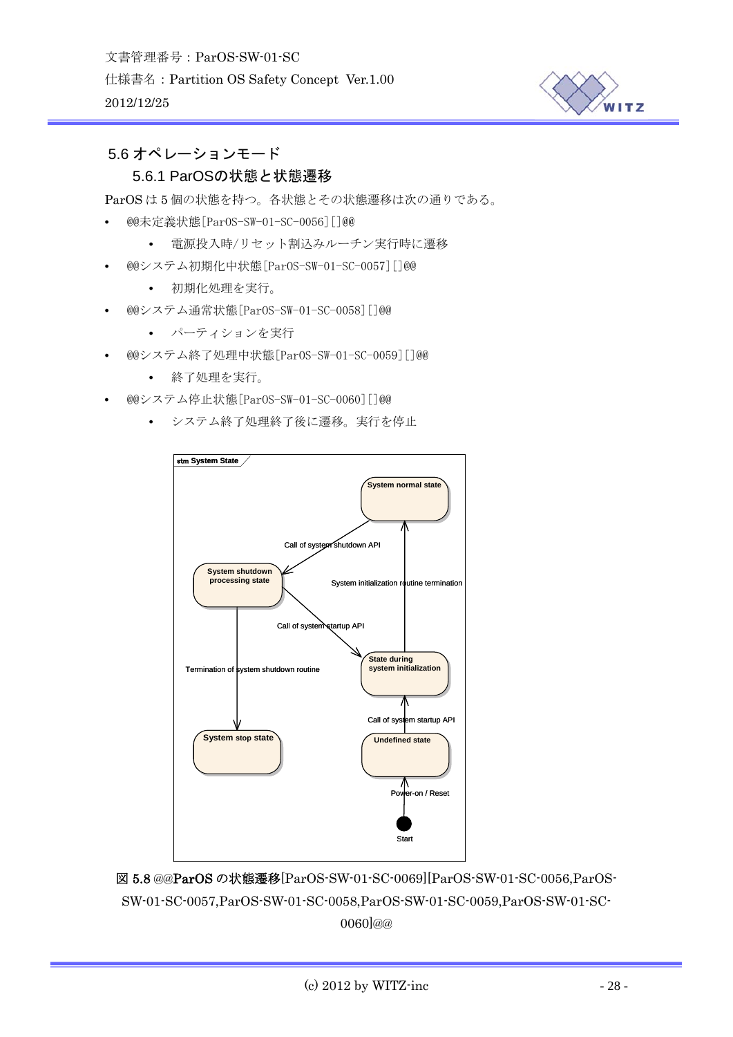## 5.6 オペレーションモード

### 5.6.1 ParOSの状態と状態遷移

ParOS は 5 個の状態を持つ。各状態とその状態遷移は次の通りである。

- @@未定義状態[ParOS-SW-01-SC-0056][]@@
  - 電源投入時/リセット割込みルーチン実行時に遷移
- @@システム初期化中状態[ParOS-SW-01-SC-0057][]@@
  - 初期化処理を実行。
- @@システム通常状態[ParOS-SW-01-SC-0058][]@@
  - パーティションを実行
- @@システム終了処理中状態[ParOS-SW-01-SC-0059][]@@
  - 終了処理を実行。
- @@システム停止状態[ParOS-SW-01-SC-0060][]@@
  - システム終了処理終了後に遷移。実行を停止

図 5.8 @@ParOS の状態遷移[ParOS-SW-01-SC-0069][ParOS-SW-01-SC-0056,ParOS-SW-01-SC-0057,ParOS-SW-01-SC-0058,ParOS-SW-01-SC-0059,ParOS-SW-01-SC-0060]@@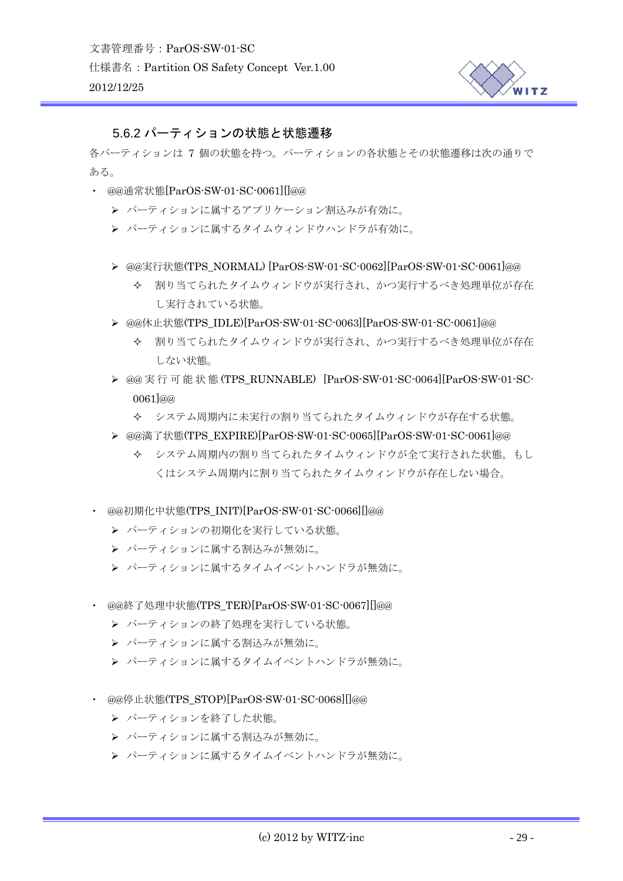### 5.6.2 パーティションの状態と状態遷移

各パーティションは 7 個の状態を持つ。パーティションの各状態とその状態遷移は次の通りである。

- @@通常状態[ParOS-SW-01-SC-0061][]@@
  - パーティションに属するアプリケーション割込みが有効に。
  - パーティションに属するタイムウィンドウハンドラが有効に。

  - @@実行状態(TPS_NORMAL) [ParOS-SW-01-SC-0062][ParOS-SW-01-SC-0061]@@
    - 割り当てられたタイムウィンドウが実行され、かつ実行するべき処理単位が存在し実行されている状態。
  - @@休止状態(TPS_IDLE)[ParOS-SW-01-SC-0063][ParOS-SW-01-SC-0061]@@
    - 割り当てられたタイムウィンドウが実行され、かつ実行するべき処理単位が存在しない状態。
  - @@実行可能状態(TPS_RUNNABLE) [ParOS-SW-01-SC-0064][ParOS-SW-01-SC-0061]@@
    - システム周期内に未実行の割り当てられたタイムウィンドウが存在する状態。
  - @@満了状態(TPS_EXPIRE)[ParOS-SW-01-SC-0065][ParOS-SW-01-SC-0061]@@
    - システム周期内の割り当てられたタイムウィンドウが全て実行された状態。もしくはシステム周期内に割り当てられたタイムウィンドウが存在しない場合。

- @@初期化中状態(TPS_INIT)[ParOS-SW-01-SC-0066][]@@
  - パーティションの初期化を実行している状態。
  - パーティションに属する割込みが無効に。
  - パーティションに属するタイムイベントハンドラが無効に。

- @@終了処理中状態(TPS_TER)[ParOS-SW-01-SC-0067][]@@
  - パーティションの終了処理を実行している状態。
  - パーティションに属する割込みが無効に。
  - パーティションに属するタイムイベントハンドラが無効に。

- @@停止状態(TPS_STOP)[ParOS-SW-01-SC-0068][]@@
  - パーティションを終了した状態。
  - パーティションに属する割込みが無効に。
  - パーティションに属するタイムイベントハンドラが無効に。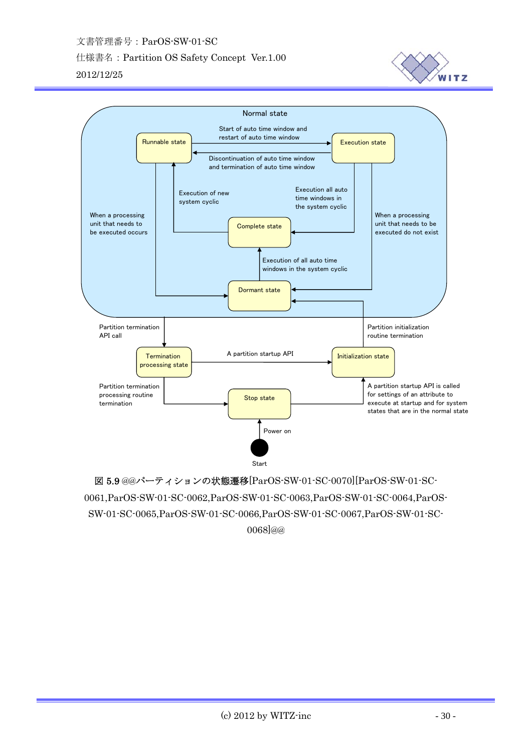Normal state

Runnable state

Start of auto time window and restart of auto time window

Execution state

Discontinuation of auto time window and termination of auto time window

Execution of new system cyclic

Execution all auto time windows in the system cyclic

When a processing unit that needs to be executed occurs

Complete state

When a processing unit that needs to be executed do not exist

Execution of all auto time windows in the system cyclic

Dormant state

Partition termination API call

Partition initialization routine termination

Termination processing state

A partition startup API

Initialization state

Partition termination processing routine termination

Stop state

A partition startup API is called for settings of an attribute to execute at startup and for system states that are in the normal state

Power on

Start

図 5.9 @@パーティションの状態遷移[ParOS-SW-01-SC-0070][ParOS-SW-01-SC-0061,ParOS-SW-01-SC-0062,ParOS-SW-01-SC-0063,ParOS-SW-01-SC-0064,ParOS-SW-01-SC-0065,ParOS-SW-01-SC-0066,ParOS-SW-01-SC-0067,ParOS-SW-01-SC-0068]@@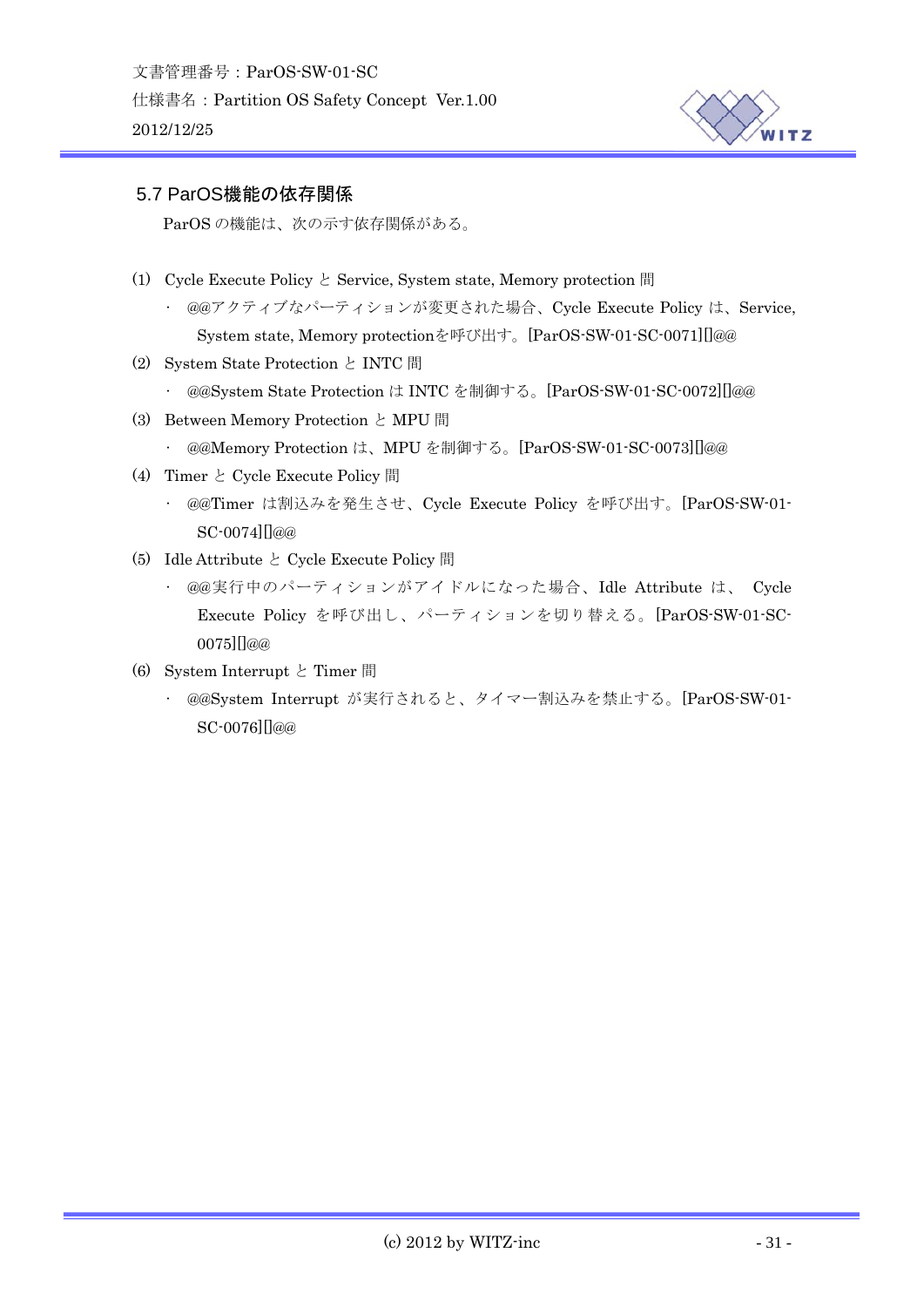## 5.7 ParOS機能の依存関係

ParOS の機能は、次の示す依存関係がある。

(1) Cycle Execute Policy と Service, System state, Memory protection 間

- @@アクティブなパーティションが変更された場合、Cycle Execute Policy は、Service, System state, Memory protectionを呼び出す。[ParOS-SW-01-SC-0071][]@@

(2) System State Protection と INTC 間

- @@System State Protection は INTC を制御する。[ParOS-SW-01-SC-0072][]@@

(3) Between Memory Protection と MPU 間

- @@Memory Protection は、MPU を制御する。[ParOS-SW-01-SC-0073][]@@

(4) Timer と Cycle Execute Policy 間

- @@Timer は割込みを発生させ、Cycle Execute Policy を呼び出す。[ParOS-SW-01-SC-0074][]@@

(5) Idle Attribute と Cycle Execute Policy 間

- @@実行中のパーティションがアイドルになった場合、Idle Attribute は、 Cycle Execute Policy を呼び出し、パーティションを切り替える。[ParOS-SW-01-SC-0075][]@@

(6) System Interrupt と Timer 間

- @@System Interrupt が実行されると、タイマー割込みを禁止する。[ParOS-SW-01-SC-0076][]@@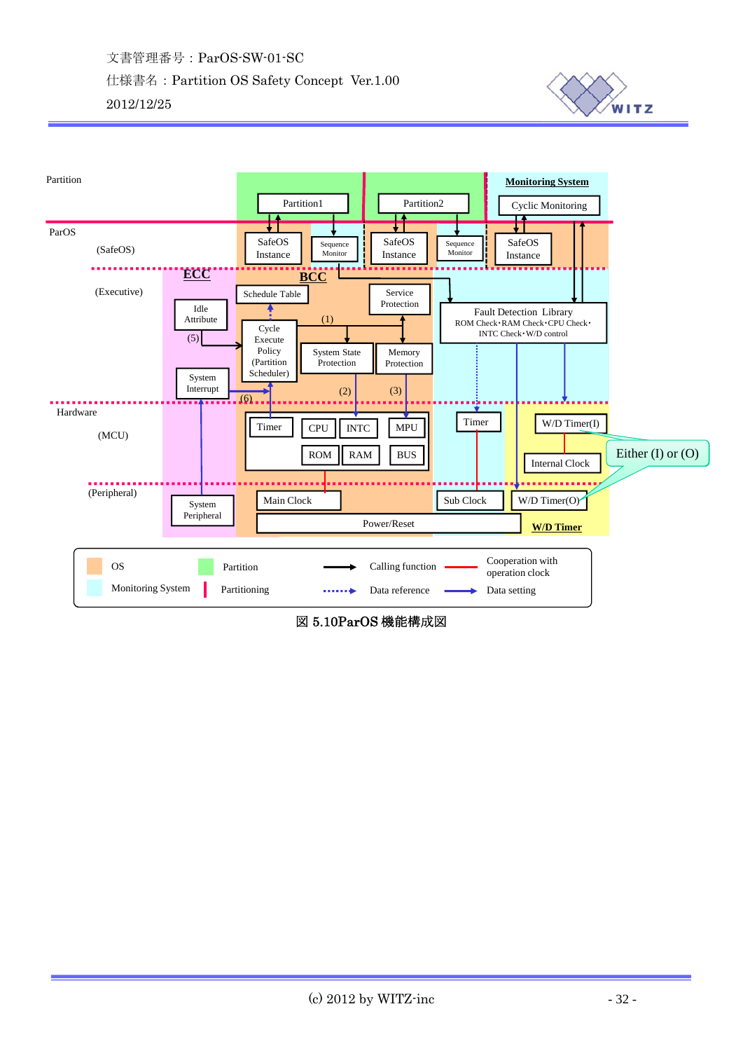Partition

ParOS

(SafeOS)

(Executive)

Hardware

(MCU)

(Peripheral)

Monitoring System

Partition1

Partition2

Cyclic Monitoring

SafeOS Instance

Sequence Monitor

SafeOS Instance

Sequence Monitor

SafeOS Instance

ECC

BCC

Schedule Table

Service Protection

Idle Attribute

(1)

Fault Detection Library
ROM Check・RAM Check・CPU Check・
INTC Check・W/D control

(5)

Cycle Execute Policy (Partition Scheduler)

System State Protection

Memory Protection

System Interrupt

(2)

(3)

(6)

Timer

CPU

INTC

MPU

Timer

W/D Timer(I)

ROM

RAM

BUS

Internal Clock

Either (I) or (O)

Main Clock

Sub Clock

W/D Timer(O)

System Peripheral

Power/Reset

W/D Timer

| | | | |
|---|---|---|---|
| OS | Partition | Calling function | Cooperation with operation clock |
| Monitoring System | Partitioning | Data reference | Data setting |

図 5.10ParOS 機能構成図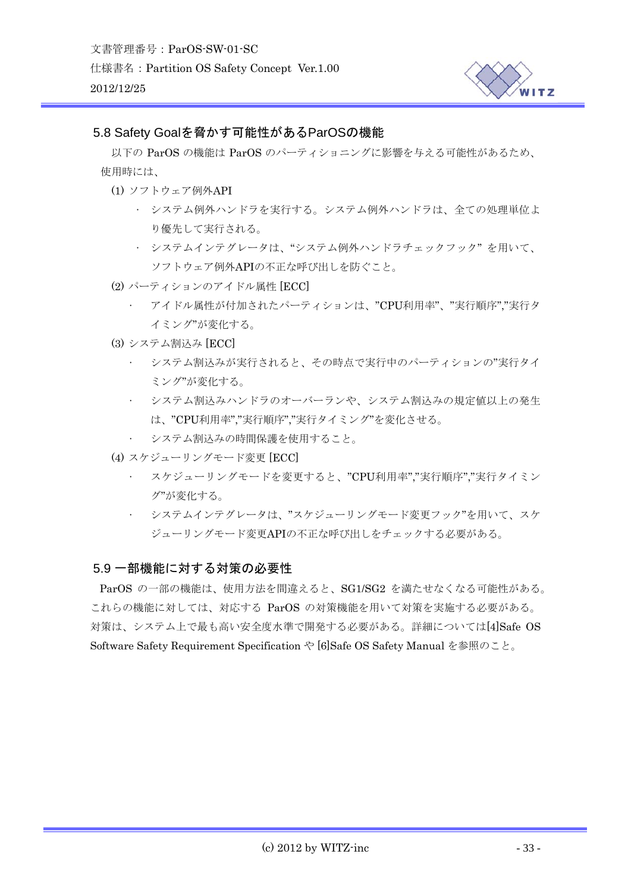## 5.8 Safety Goalを脅かす可能性があるParOSの機能

以下の ParOS の機能は ParOS のパーティショニングに影響を与える可能性があるため、使用時には、

(1) ソフトウェア例外API

- システム例外ハンドラを実行する。システム例外ハンドラは、全ての処理単位より優先して実行される。
- システムインテグレータは、“システム例外ハンドラチェックフック” を用いて、ソフトウェア例外APIの不正な呼び出しを防ぐこと。

(2) パーティションのアイドル属性 [ECC]

- アイドル属性が付加されたパーティションは、”CPU利用率”、”実行順序”,”実行タイミング”が変化する。

(3) システム割込み [ECC]

- システム割込みが実行されると、その時点で実行中のパーティションの”実行タイミング”が変化する。
- システム割込みハンドラのオーバーランや、システム割込みの規定値以上の発生は、”CPU利用率”,”実行順序”,”実行タイミング”を変化させる。
- システム割込みの時間保護を使用すること。

(4) スケジューリングモード変更 [ECC]

- スケジューリングモードを変更すると、”CPU利用率”,”実行順序”,”実行タイミング”が変化する。
- システムインテグレータは、”スケジューリングモード変更フック”を用いて、スケジューリングモード変更APIの不正な呼び出しをチェックする必要がある。

## 5.9 一部機能に対する対策の必要性

ParOS の一部の機能は、使用方法を間違えると、SG1/SG2 を満たせなくなる可能性がある。これらの機能に対しては、対応する ParOS の対策機能を用いて対策を実施する必要がある。対策は、システム上で最も高い安全度水準で開発する必要がある。詳細については[4]Safe OS Software Safety Requirement Specification や [6]Safe OS Safety Manual を参照のこと。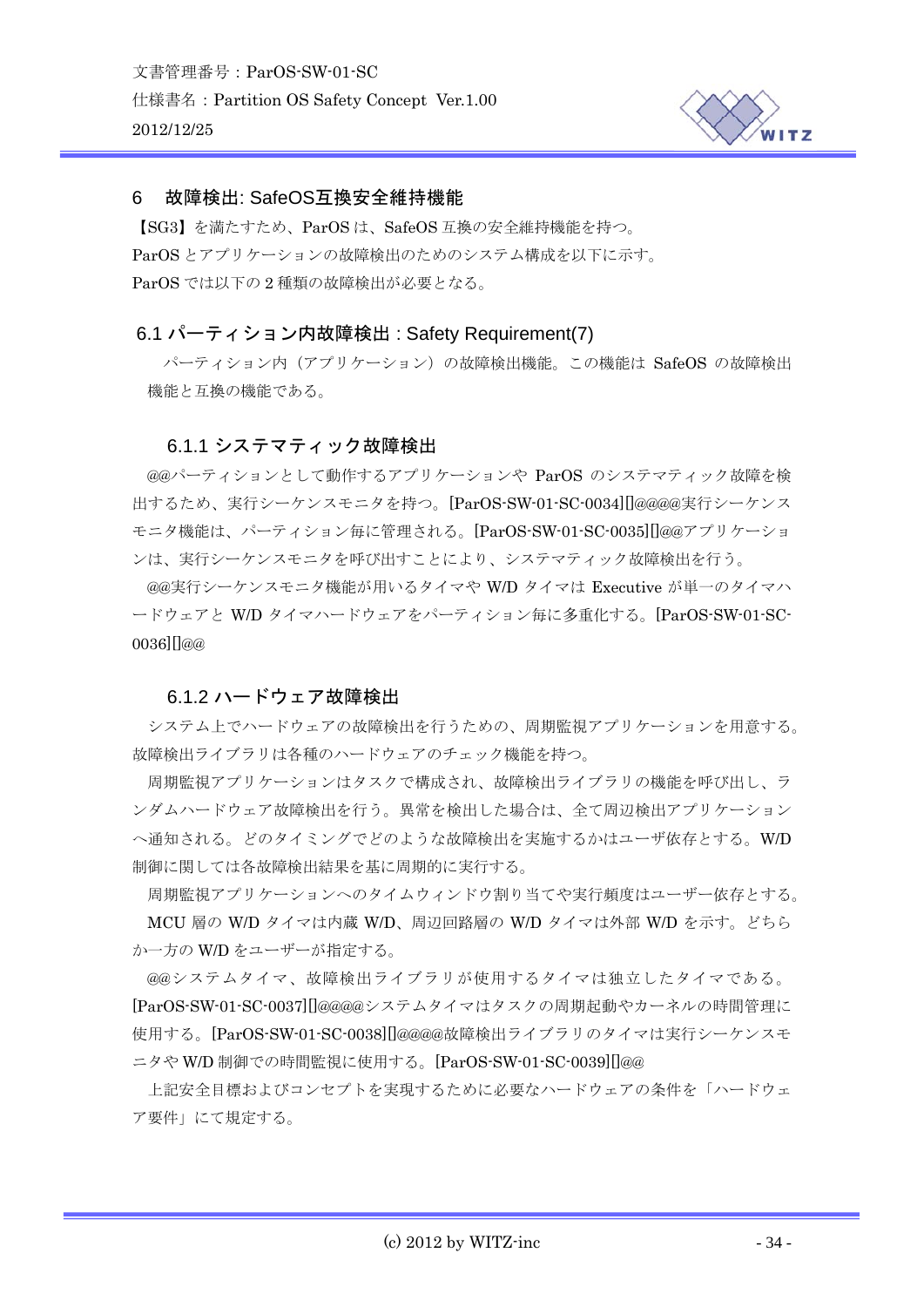# 6　故障検出: SafeOS互換安全維持機能

【SG3】を満たすため、ParOS は、SafeOS 互換の安全維持機能を持つ。
ParOS とアプリケーションの故障検出のためのシステム構成を以下に示す。
ParOS では以下の 2 種類の故障検出が必要となる。

## 6.1 パーティション内故障検出 : Safety Requirement(7)

パーティション内（アプリケーション）の故障検出機能。この機能は SafeOS の故障検出機能と互換の機能である。

### 6.1.1 システマティック故障検出

@@パーティションとして動作するアプリケーションや ParOS のシステマティック故障を検出するため、実行シーケンスモニタを持つ。[ParOS-SW-01-SC-0034][]@@@@実行シーケンスモニタ機能は、パーティション毎に管理される。[ParOS-SW-01-SC-0035][]@@アプリケーションは、実行シーケンスモニタを呼び出すことにより、システマティック故障検出を行う。

@@実行シーケンスモニタ機能が用いるタイマや W/D タイマは Executive が単一のタイマハードウェアと W/D タイマハードウェアをパーティション毎に多重化する。[ParOS-SW-01-SC-0036][]@@

### 6.1.2 ハードウェア故障検出

システム上でハードウェアの故障検出を行うための、周期監視アプリケーションを用意する。故障検出ライブラリは各種のハードウェアのチェック機能を持つ。

周期監視アプリケーションはタスクで構成され、故障検出ライブラリの機能を呼び出し、ランダムハードウェア故障検出を行う。異常を検出した場合は、全て周辺検出アプリケーションへ通知される。どのタイミングでどのような故障検出を実施するかはユーザ依存とする。W/D 制御に関しては各故障検出結果を基に周期的に実行する。

周期監視アプリケーションへのタイムウィンドウ割り当てや実行頻度はユーザー依存とする。

MCU 層の W/D タイマは内蔵 W/D、周辺回路層の W/D タイマは外部 W/D を示す。どちらか一方の W/D をユーザーが指定する。

@@システムタイマ、故障検出ライブラリが使用するタイマは独立したタイマである。[ParOS-SW-01-SC-0037][]@@@@システムタイマはタスクの周期起動やカーネルの時間管理に使用する。[ParOS-SW-01-SC-0038][]@@@@故障検出ライブラリのタイマは実行シーケンスモニタや W/D 制御での時間監視に使用する。[ParOS-SW-01-SC-0039][]@@

上記安全目標およびコンセプトを実現するために必要なハードウェアの条件を「ハードウェア要件」にて規定する。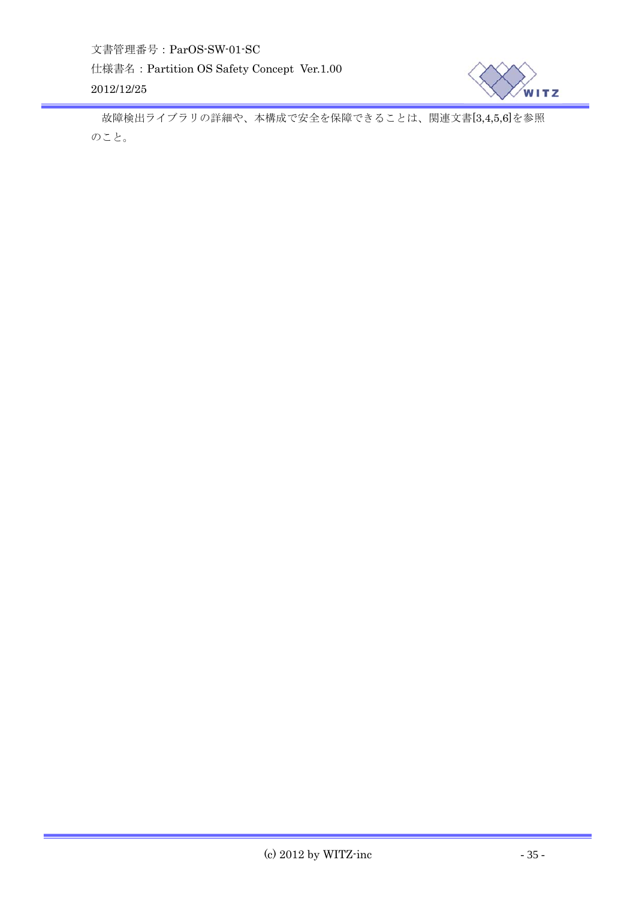故障検出ライブラリの詳細や、本構成で安全を保障できることは、関連文書[3,4,5,6]を参照のこと。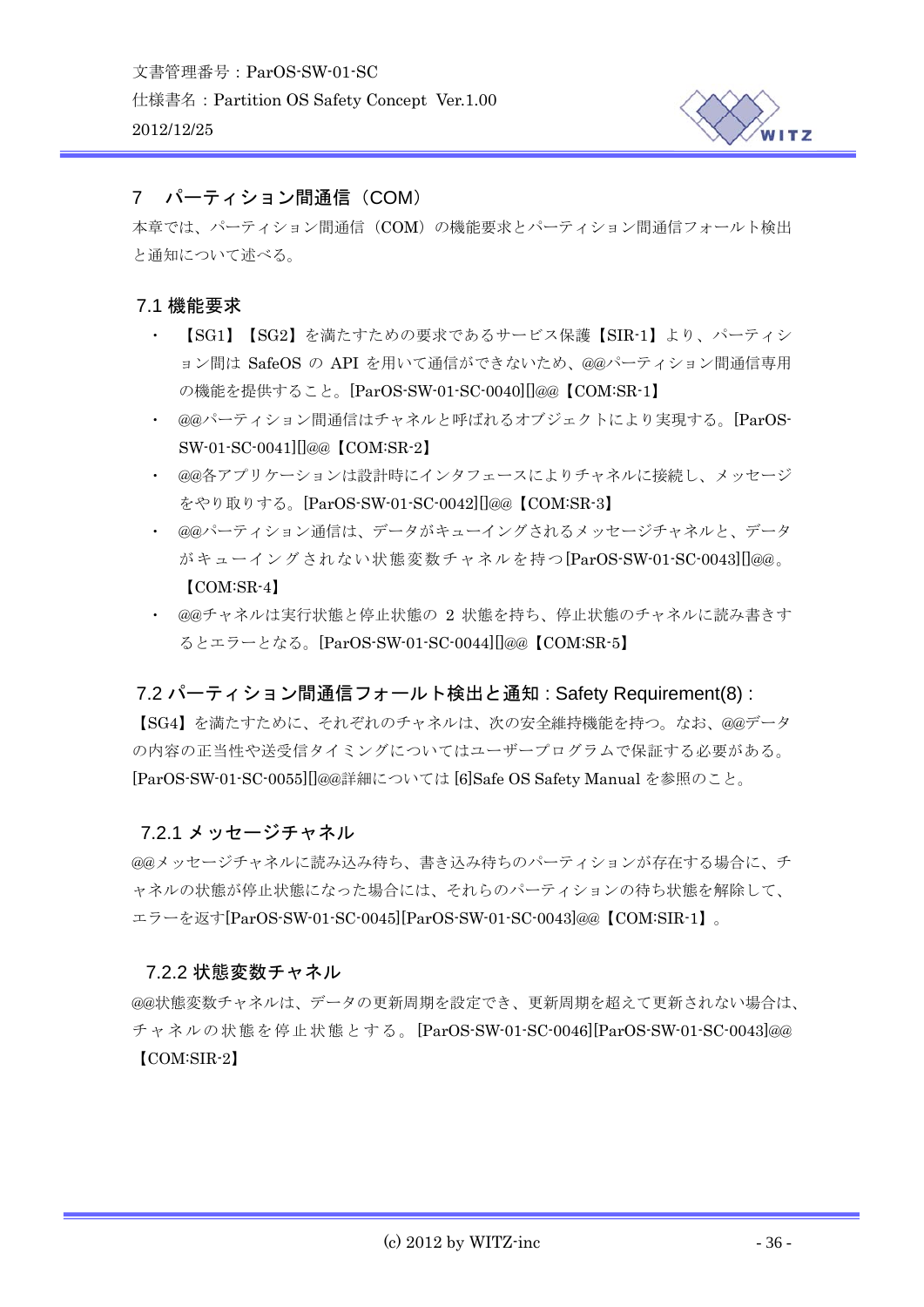# 7　パーティション間通信（COM）

本章では、パーティション間通信（COM）の機能要求とパーティション間通信フォールト検出と通知について述べる。

## 7.1 機能要求

- 【SG1】【SG2】を満たすための要求であるサービス保護【SIR-1】より、パーティション間は SafeOS の API を用いて通信ができないため、@@パーティション間通信専用の機能を提供すること。[ParOS-SW-01-SC-0040][]@@【COM:SR-1】
- @@パーティション間通信はチャネルと呼ばれるオブジェクトにより実現する。[ParOS-SW-01-SC-0041][]@@【COM:SR-2】
- @@各アプリケーションは設計時にインタフェースによりチャネルに接続し、メッセージをやり取りする。[ParOS-SW-01-SC-0042][]@@【COM:SR-3】
- @@パーティション通信は、データがキューイングされるメッセージチャネルと、データがキューイングされない状態変数チャネルを持つ[ParOS-SW-01-SC-0043][]@@。【COM:SR-4】
- @@チャネルは実行状態と停止状態の 2 状態を持ち、停止状態のチャネルに読み書きするとエラーとなる。[ParOS-SW-01-SC-0044][]@@【COM:SR-5】

## 7.2 パーティション間通信フォールト検出と通知 : Safety Requirement(8) :

【SG4】を満たすために、それぞれのチャネルは、次の安全維持機能を持つ。なお、@@データの内容の正当性や送受信タイミングについてはユーザープログラムで保証する必要がある。[ParOS-SW-01-SC-0055][]@@詳細については [6]Safe OS Safety Manual を参照のこと。

### 7.2.1 メッセージチャネル

@@メッセージチャネルに読み込み待ち、書き込み待ちのパーティションが存在する場合に、チャネルの状態が停止状態になった場合には、それらのパーティションの待ち状態を解除して、エラーを返す[ParOS-SW-01-SC-0045][ParOS-SW-01-SC-0043]@@【COM:SIR-1】。

### 7.2.2 状態変数チャネル

@@状態変数チャネルは、データの更新周期を設定でき、更新周期を超えて更新されない場合は、チャネルの状態を停止状態とする。[ParOS-SW-01-SC-0046][ParOS-SW-01-SC-0043]@@【COM:SIR-2】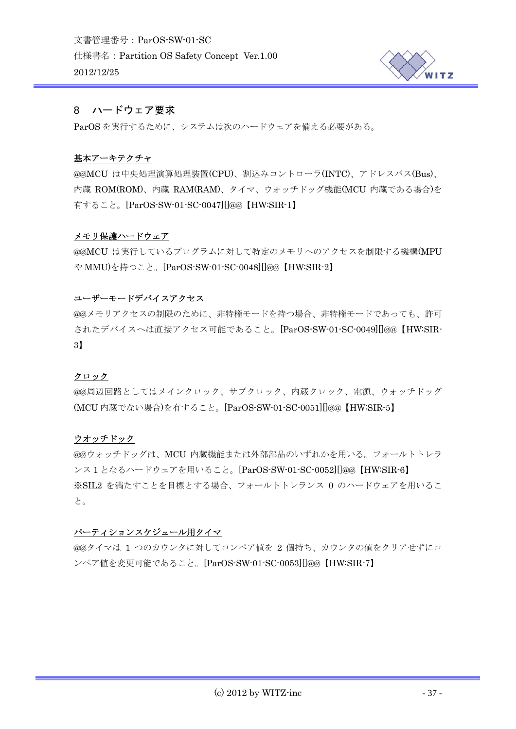## 8　ハードウェア要求

ParOS を実行するために、システムは次のハードウェアを備える必要がある。

<u>基本アーキテクチャ</u>

@@MCU は中央処理演算処理装置(CPU)、割込みコントローラ(INTC)、アドレスバス(Bus)、内蔵 ROM(ROM)、内蔵 RAM(RAM)、タイマ、ウォッチドッグ機能(MCU 内蔵である場合)を有すること。[ParOS-SW-01-SC-0047][]@@【HW:SIR-1】

<u>メモリ保護ハードウェア</u>

@@MCU は実行しているプログラムに対して特定のメモリへのアクセスを制限する機構(MPU や MMU)を持つこと。[ParOS-SW-01-SC-0048][]@@【HW:SIR-2】

<u>ユーザーモードデバイスアクセス</u>

@@メモリアクセスの制限のために、非特権モードを持つ場合、非特権モードであっても、許可されたデバイスへは直接アクセス可能であること。[ParOS-SW-01-SC-0049][]@@【HW:SIR-3】

<u>クロック</u>

@@周辺回路としてはメインクロック、サブクロック、内蔵クロック、電源、ウォッチドッグ(MCU 内蔵でない場合)を有すること。[ParOS-SW-01-SC-0051][]@@【HW:SIR-5】

<u>ウオッチドック</u>

@@ウォッチドッグは、MCU 内蔵機能または外部部品のいずれかを用いる。フォールトトレランス 1 となるハードウェアを用いること。[ParOS-SW-01-SC-0052][]@@【HW:SIR-6】
※SIL2 を満たすことを目標とする場合、フォールトトレランス 0 のハードウェアを用いること。

<u>パーティションスケジュール用タイマ</u>

@@タイマは 1 つのカウンタに対してコンペア値を 2 個持ち、カウンタの値をクリアせずにコンペア値を変更可能であること。[ParOS-SW-01-SC-0053][]@@【HW:SIR-7】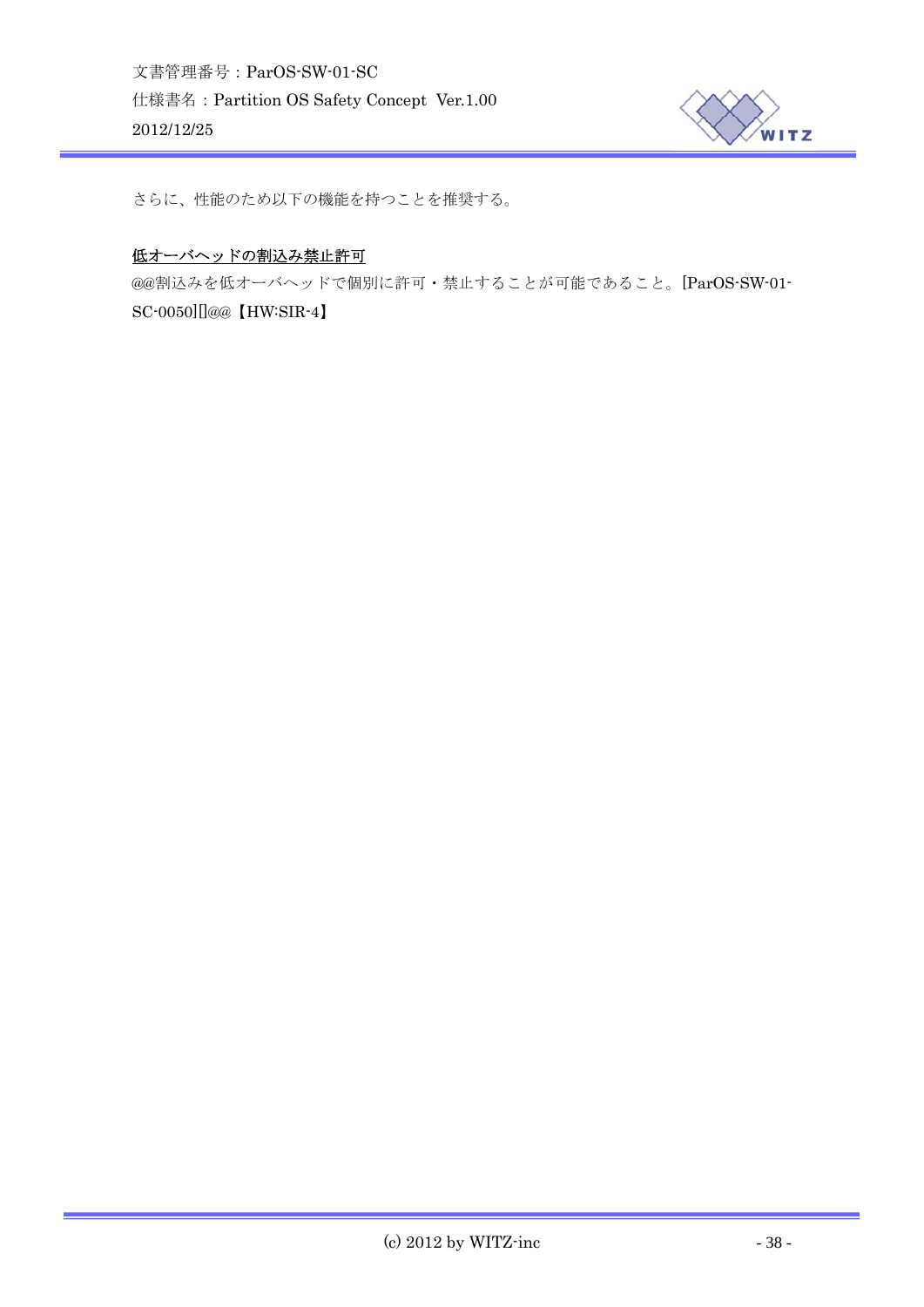さらに、性能のため以下の機能を持つことを推奨する。

<u>低オーバヘッドの割込み禁止許可</u>

@@割込みを低オーバヘッドで個別に許可・禁止することが可能であること。[ParOS-SW-01-SC-0050][]@@【HW:SIR-4】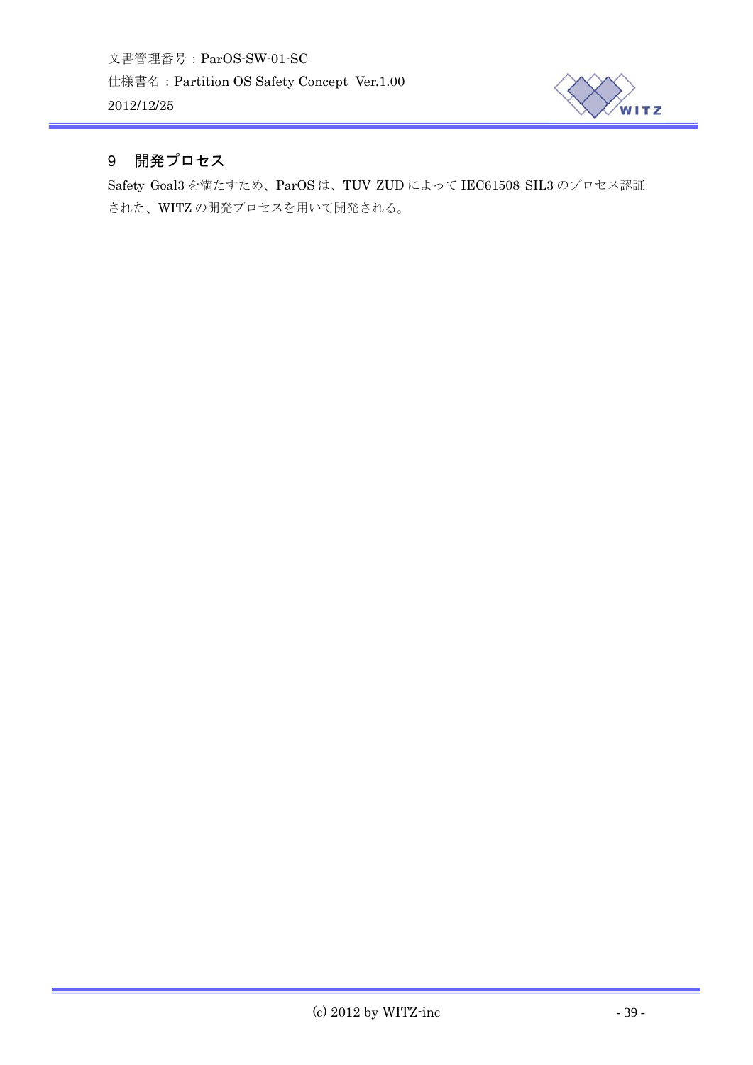# 9　開発プロセス

Safety Goal3 を満たすため、ParOS は、TUV ZUD によって IEC61508 SIL3 のプロセス認証された、WITZ の開発プロセスを用いて開発される。